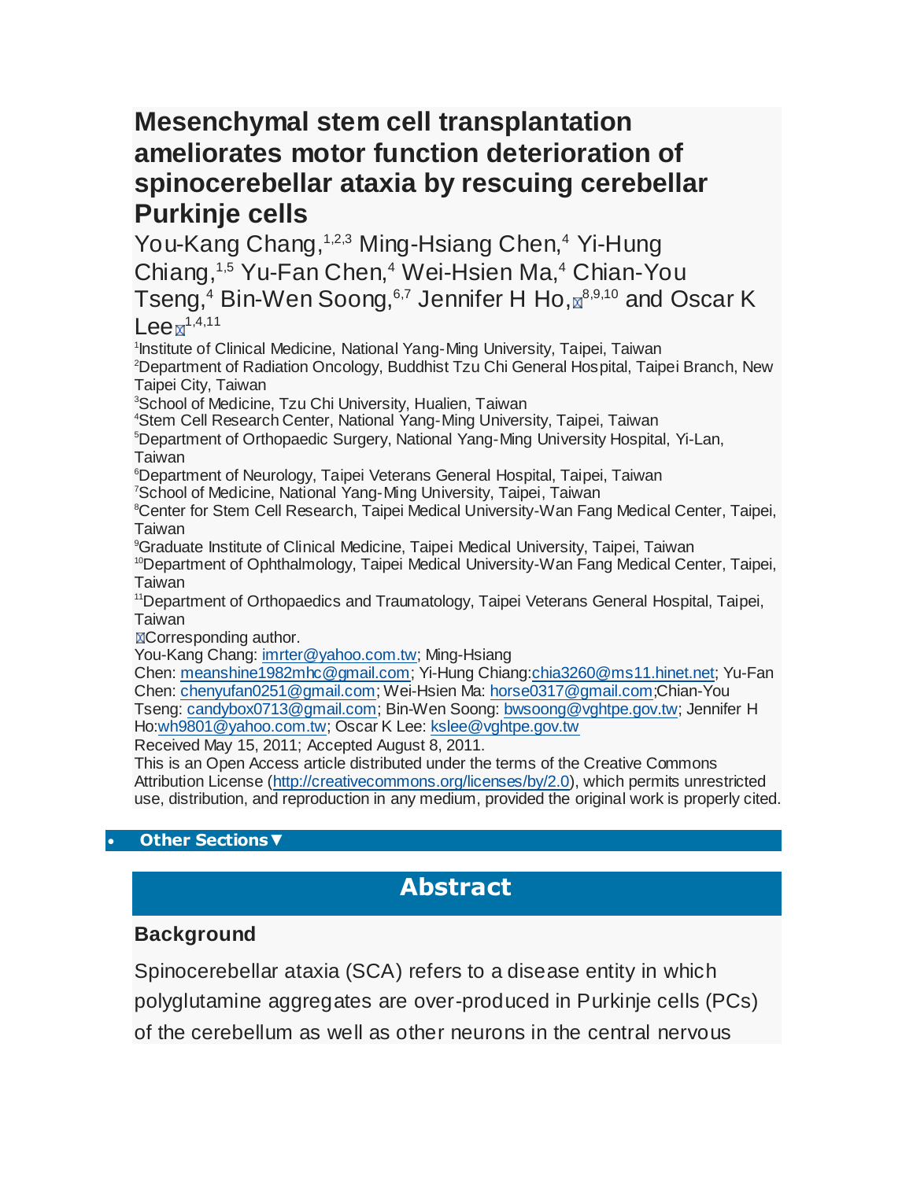# Mesenchymal stem cell transplantation ameliorates motor function deterioration of spinocerebellar ataxia by rescuing cerebellar Purkinje cells

You-Kang Chang,[1,2,3] Ming-Hsiang Chen,[4] Yi-Hung Chiang,[1,5] Yu-Fan Chen,[4] Wei-Hsien Ma,[4] Chian-You Tseng,[4] Bin-Wen Soong,[6,7] Jennifer H Ho,[8,9,10] and Oscar K Lee[1,4,11]

[1]Institute of Clinical Medicine, National Yang-Ming University, Taipei, Taiwan
[2]Department of Radiation Oncology, Buddhist Tzu Chi General Hospital, Taipei Branch, New Taipei City, Taiwan
[3]School of Medicine, Tzu Chi University, Hualien, Taiwan
[4]Stem Cell Research Center, National Yang-Ming University, Taipei, Taiwan
[5]Department of Orthopaedic Surgery, National Yang-Ming University Hospital, Yi-Lan, Taiwan
[6]Department of Neurology, Taipei Veterans General Hospital, Taipei, Taiwan
[7]School of Medicine, National Yang-Ming University, Taipei, Taiwan
[8]Center for Stem Cell Research, Taipei Medical University-Wan Fang Medical Center, Taipei, Taiwan
[9]Graduate Institute of Clinical Medicine, Taipei Medical University, Taipei, Taiwan
[10]Department of Ophthalmology, Taipei Medical University-Wan Fang Medical Center, Taipei, Taiwan
[11]Department of Orthopaedics and Traumatology, Taipei Veterans General Hospital, Taipei, Taiwan

Corresponding author.

You-Kang Chang: imrter@yahoo.com.tw; Ming-Hsiang Chen: meanshine1982mhc@gmail.com; Yi-Hung Chiang: chia3260@ms11.hinet.net; Yu-Fan Chen: chenyufan0251@gmail.com; Wei-Hsien Ma: horse0317@gmail.com; Chian-You Tseng: candybox0713@gmail.com; Bin-Wen Soong: bwsoong@vghtpe.gov.tw; Jennifer H Ho: wh9801@yahoo.com.tw; Oscar K Lee: kslee@vghtpe.gov.tw

Received May 15, 2011; Accepted August 8, 2011.

This is an Open Access article distributed under the terms of the Creative Commons Attribution License (http://creativecommons.org/licenses/by/2.0), which permits unrestricted use, distribution, and reproduction in any medium, provided the original work is properly cited.

## Abstract

### Background

Spinocerebellar ataxia (SCA) refers to a disease entity in which polyglutamine aggregates are over-produced in Purkinje cells (PCs) of the cerebellum as well as other neurons in the central nervous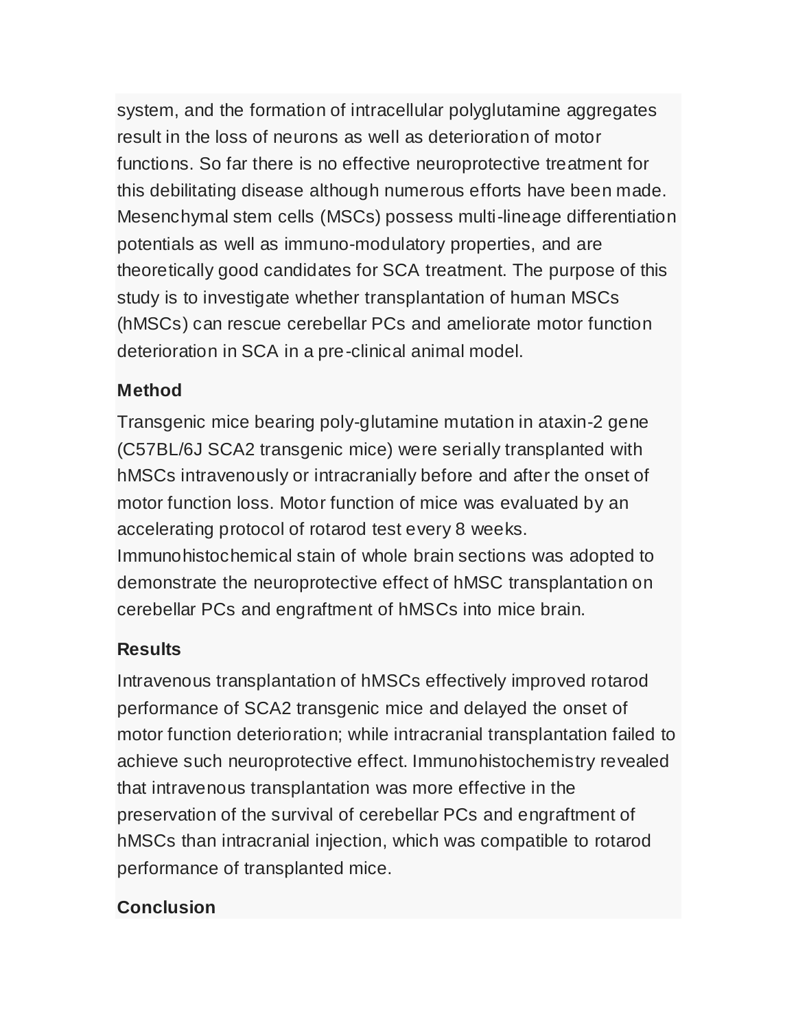system, and the formation of intracellular polyglutamine aggregates result in the loss of neurons as well as deterioration of motor functions. So far there is no effective neuroprotective treatment for this debilitating disease although numerous efforts have been made. Mesenchymal stem cells (MSCs) possess multi-lineage differentiation potentials as well as immuno-modulatory properties, and are theoretically good candidates for SCA treatment. The purpose of this study is to investigate whether transplantation of human MSCs (hMSCs) can rescue cerebellar PCs and ameliorate motor function deterioration in SCA in a pre-clinical animal model.

### Method

Transgenic mice bearing poly-glutamine mutation in ataxin-2 gene (C57BL/6J SCA2 transgenic mice) were serially transplanted with hMSCs intravenously or intracranially before and after the onset of motor function loss. Motor function of mice was evaluated by an accelerating protocol of rotarod test every 8 weeks. Immunohistochemical stain of whole brain sections was adopted to demonstrate the neuroprotective effect of hMSC transplantation on cerebellar PCs and engraftment of hMSCs into mice brain.

### Results

Intravenous transplantation of hMSCs effectively improved rotarod performance of SCA2 transgenic mice and delayed the onset of motor function deterioration; while intracranial transplantation failed to achieve such neuroprotective effect. Immunohistochemistry revealed that intravenous transplantation was more effective in the preservation of the survival of cerebellar PCs and engraftment of hMSCs than intracranial injection, which was compatible to rotarod performance of transplanted mice.

### Conclusion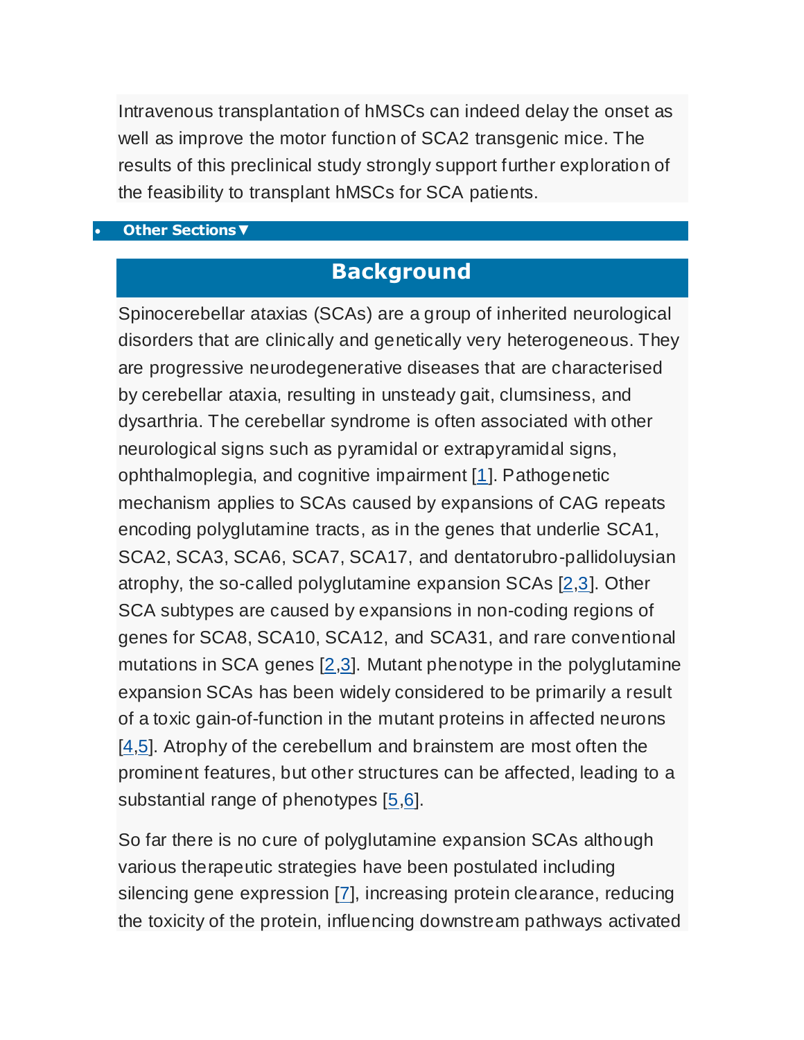Intravenous transplantation of hMSCs can indeed delay the onset as well as improve the motor function of SCA2 transgenic mice. The results of this preclinical study strongly support further exploration of the feasibility to transplant hMSCs for SCA patients.

- **Other Sections▼**

## Background

Spinocerebellar ataxias (SCAs) are a group of inherited neurological disorders that are clinically and genetically very heterogeneous. They are progressive neurodegenerative diseases that are characterised by cerebellar ataxia, resulting in unsteady gait, clumsiness, and dysarthria. The cerebellar syndrome is often associated with other neurological signs such as pyramidal or extrapyramidal signs, ophthalmoplegia, and cognitive impairment [1]. Pathogenetic mechanism applies to SCAs caused by expansions of CAG repeats encoding polyglutamine tracts, as in the genes that underlie SCA1, SCA2, SCA3, SCA6, SCA7, SCA17, and dentatorubro-pallidoluysian atrophy, the so-called polyglutamine expansion SCAs [2,3]. Other SCA subtypes are caused by expansions in non-coding regions of genes for SCA8, SCA10, SCA12, and SCA31, and rare conventional mutations in SCA genes [2,3]. Mutant phenotype in the polyglutamine expansion SCAs has been widely considered to be primarily a result of a toxic gain-of-function in the mutant proteins in affected neurons [4,5]. Atrophy of the cerebellum and brainstem are most often the prominent features, but other structures can be affected, leading to a substantial range of phenotypes [5,6].

So far there is no cure of polyglutamine expansion SCAs although various therapeutic strategies have been postulated including silencing gene expression [7], increasing protein clearance, reducing the toxicity of the protein, influencing downstream pathways activated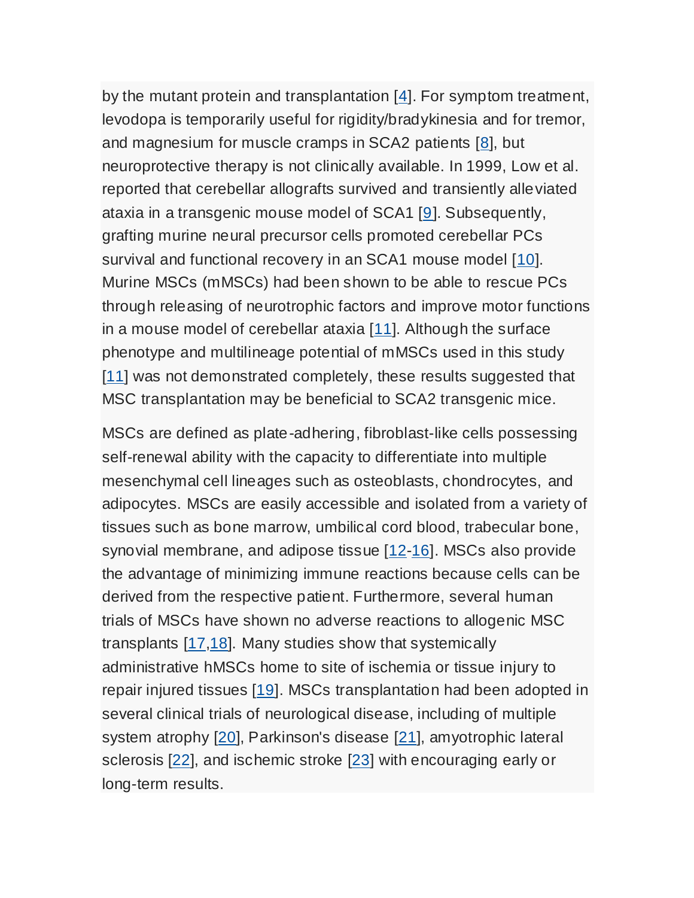by the mutant protein and transplantation [4]. For symptom treatment, levodopa is temporarily useful for rigidity/bradykinesia and for tremor, and magnesium for muscle cramps in SCA2 patients [8], but neuroprotective therapy is not clinically available. In 1999, Low et al. reported that cerebellar allografts survived and transiently alleviated ataxia in a transgenic mouse model of SCA1 [9]. Subsequently, grafting murine neural precursor cells promoted cerebellar PCs survival and functional recovery in an SCA1 mouse model [10]. Murine MSCs (mMSCs) had been shown to be able to rescue PCs through releasing of neurotrophic factors and improve motor functions in a mouse model of cerebellar ataxia [11]. Although the surface phenotype and multilineage potential of mMSCs used in this study [11] was not demonstrated completely, these results suggested that MSC transplantation may be beneficial to SCA2 transgenic mice.

MSCs are defined as plate-adhering, fibroblast-like cells possessing self-renewal ability with the capacity to differentiate into multiple mesenchymal cell lineages such as osteoblasts, chondrocytes, and adipocytes. MSCs are easily accessible and isolated from a variety of tissues such as bone marrow, umbilical cord blood, trabecular bone, synovial membrane, and adipose tissue [12-16]. MSCs also provide the advantage of minimizing immune reactions because cells can be derived from the respective patient. Furthermore, several human trials of MSCs have shown no adverse reactions to allogenic MSC transplants [17,18]. Many studies show that systemically administrative hMSCs home to site of ischemia or tissue injury to repair injured tissues [19]. MSCs transplantation had been adopted in several clinical trials of neurological disease, including of multiple system atrophy [20], Parkinson's disease [21], amyotrophic lateral sclerosis [22], and ischemic stroke [23] with encouraging early or long-term results.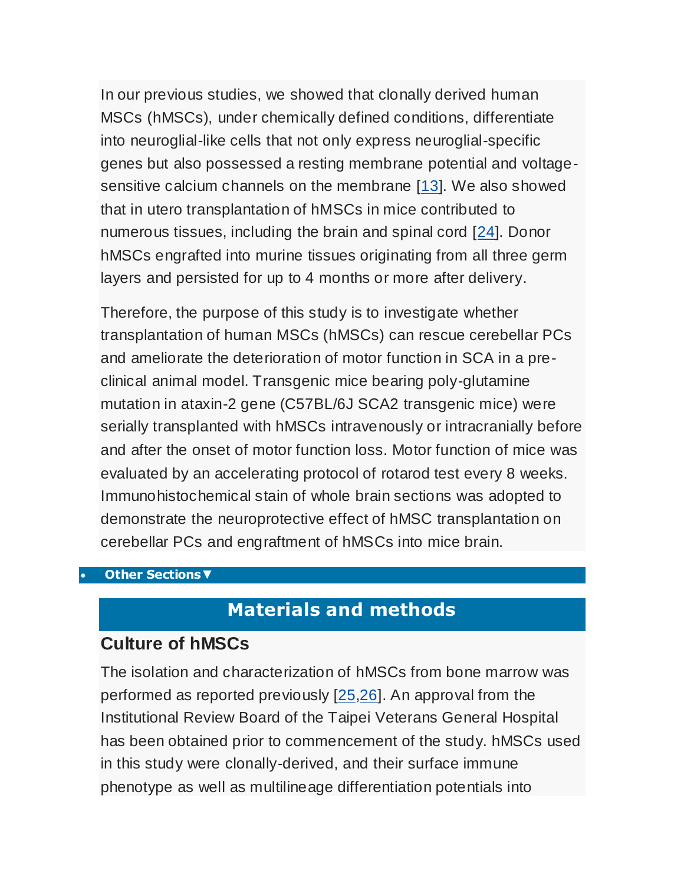In our previous studies, we showed that clonally derived human MSCs (hMSCs), under chemically defined conditions, differentiate into neuroglial-like cells that not only express neuroglial-specific genes but also possessed a resting membrane potential and voltage-sensitive calcium channels on the membrane [13]. We also showed that in utero transplantation of hMSCs in mice contributed to numerous tissues, including the brain and spinal cord [24]. Donor hMSCs engrafted into murine tissues originating from all three germ layers and persisted for up to 4 months or more after delivery.

Therefore, the purpose of this study is to investigate whether transplantation of human MSCs (hMSCs) can rescue cerebellar PCs and ameliorate the deterioration of motor function in SCA in a pre-clinical animal model. Transgenic mice bearing poly-glutamine mutation in ataxin-2 gene (C57BL/6J SCA2 transgenic mice) were serially transplanted with hMSCs intravenously or intracranially before and after the onset of motor function loss. Motor function of mice was evaluated by an accelerating protocol of rotarod test every 8 weeks. Immunohistochemical stain of whole brain sections was adopted to demonstrate the neuroprotective effect of hMSC transplantation on cerebellar PCs and engraftment of hMSCs into mice brain.

- **Other Sections▼**

## Materials and methods

### Culture of hMSCs

The isolation and characterization of hMSCs from bone marrow was performed as reported previously [25,26]. An approval from the Institutional Review Board of the Taipei Veterans General Hospital has been obtained prior to commencement of the study. hMSCs used in this study were clonally-derived, and their surface immune phenotype as well as multilineage differentiation potentials into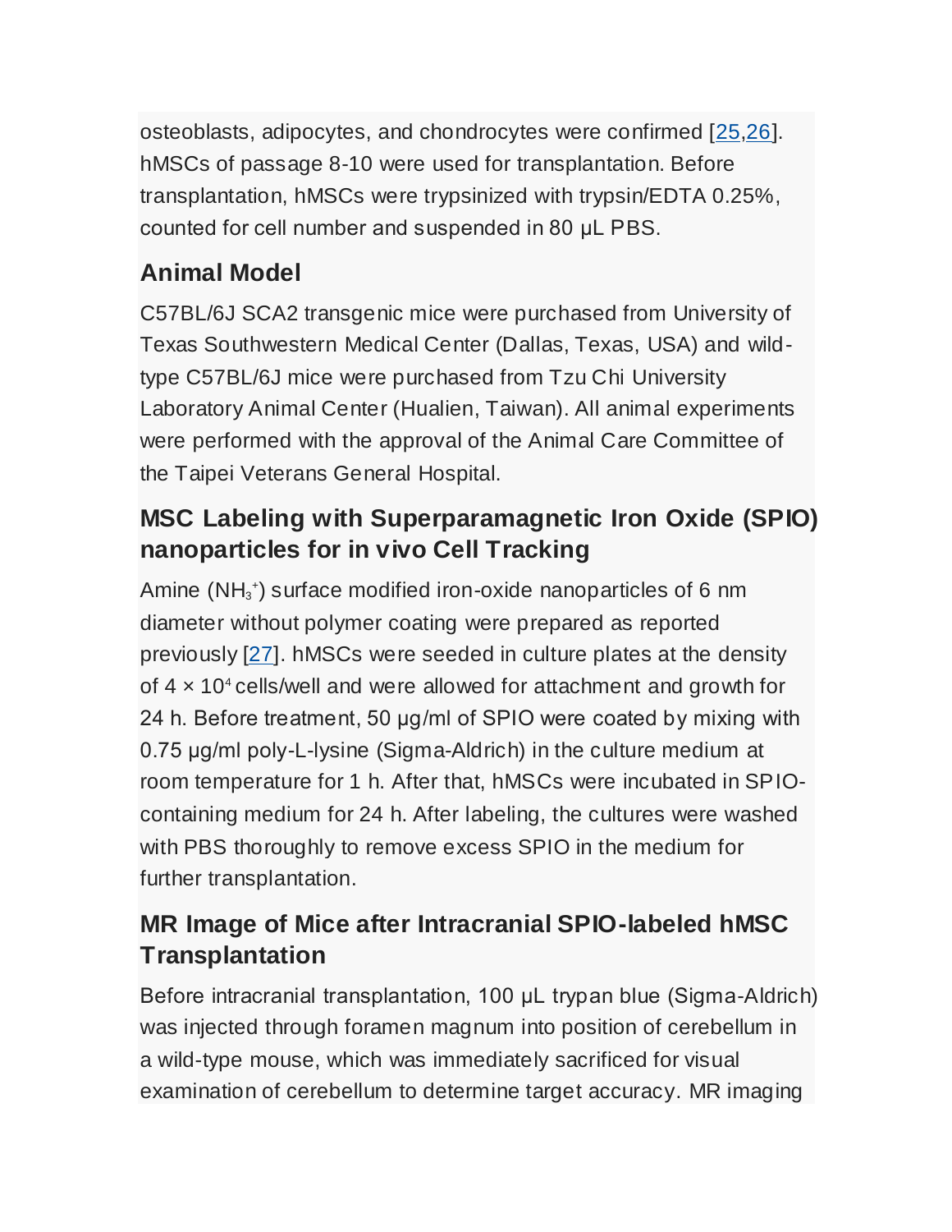osteoblasts, adipocytes, and chondrocytes were confirmed [25,26]. hMSCs of passage 8-10 were used for transplantation. Before transplantation, hMSCs were trypsinized with trypsin/EDTA 0.25%, counted for cell number and suspended in 80 μL PBS.

## Animal Model

C57BL/6J SCA2 transgenic mice were purchased from University of Texas Southwestern Medical Center (Dallas, Texas, USA) and wild-type C57BL/6J mice were purchased from Tzu Chi University Laboratory Animal Center (Hualien, Taiwan). All animal experiments were performed with the approval of the Animal Care Committee of the Taipei Veterans General Hospital.

## MSC Labeling with Superparamagnetic Iron Oxide (SPIO) nanoparticles for in vivo Cell Tracking

Amine ($NH_3^+$) surface modified iron-oxide nanoparticles of 6 nm diameter without polymer coating were prepared as reported previously [27]. hMSCs were seeded in culture plates at the density of $4 \times 10^4$ cells/well and were allowed for attachment and growth for 24 h. Before treatment, 50 μg/ml of SPIO were coated by mixing with 0.75 μg/ml poly-L-lysine (Sigma-Aldrich) in the culture medium at room temperature for 1 h. After that, hMSCs were incubated in SPIO-containing medium for 24 h. After labeling, the cultures were washed with PBS thoroughly to remove excess SPIO in the medium for further transplantation.

## MR Image of Mice after Intracranial SPIO-labeled hMSC Transplantation

Before intracranial transplantation, 100 μL trypan blue (Sigma-Aldrich) was injected through foramen magnum into position of cerebellum in a wild-type mouse, which was immediately sacrificed for visual examination of cerebellum to determine target accuracy. MR imaging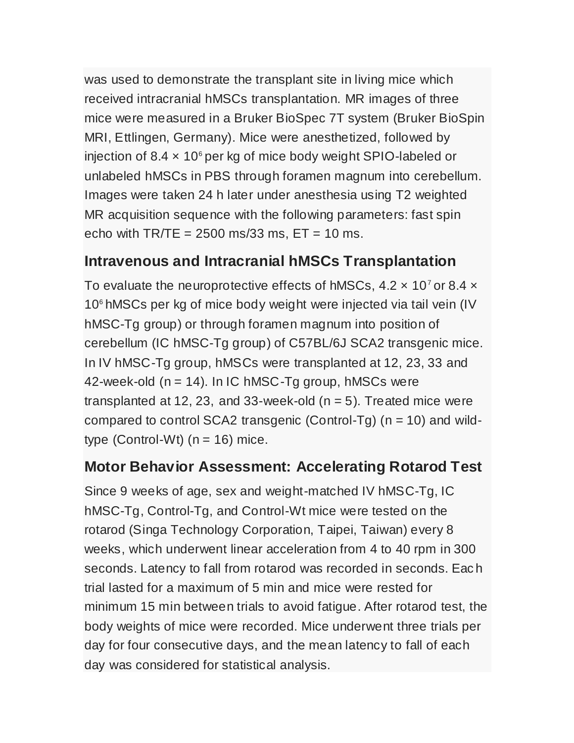was used to demonstrate the transplant site in living mice which received intracranial hMSCs transplantation. MR images of three mice were measured in a Bruker BioSpec 7T system (Bruker BioSpin MRI, Ettlingen, Germany). Mice were anesthetized, followed by injection of $8.4 \times 10^6$ per kg of mice body weight SPIO-labeled or unlabeled hMSCs in PBS through foramen magnum into cerebellum. Images were taken 24 h later under anesthesia using T2 weighted MR acquisition sequence with the following parameters: fast spin echo with TR/TE = 2500 ms/33 ms, ET = 10 ms.

## Intravenous and Intracranial hMSCs Transplantation

To evaluate the neuroprotective effects of hMSCs, $4.2 \times 10^7$ or $8.4 \times 10^6$ hMSCs per kg of mice body weight were injected via tail vein (IV hMSC-Tg group) or through foramen magnum into position of cerebellum (IC hMSC-Tg group) of C57BL/6J SCA2 transgenic mice. In IV hMSC-Tg group, hMSCs were transplanted at 12, 23, 33 and 42-week-old (n = 14). In IC hMSC-Tg group, hMSCs were transplanted at 12, 23, and 33-week-old (n = 5). Treated mice were compared to control SCA2 transgenic (Control-Tg) (n = 10) and wild-type (Control-Wt) (n = 16) mice.

## Motor Behavior Assessment: Accelerating Rotarod Test

Since 9 weeks of age, sex and weight-matched IV hMSC-Tg, IC hMSC-Tg, Control-Tg, and Control-Wt mice were tested on the rotarod (Singa Technology Corporation, Taipei, Taiwan) every 8 weeks, which underwent linear acceleration from 4 to 40 rpm in 300 seconds. Latency to fall from rotarod was recorded in seconds. Each trial lasted for a maximum of 5 min and mice were rested for minimum 15 min between trials to avoid fatigue. After rotarod test, the body weights of mice were recorded. Mice underwent three trials per day for four consecutive days, and the mean latency to fall of each day was considered for statistical analysis.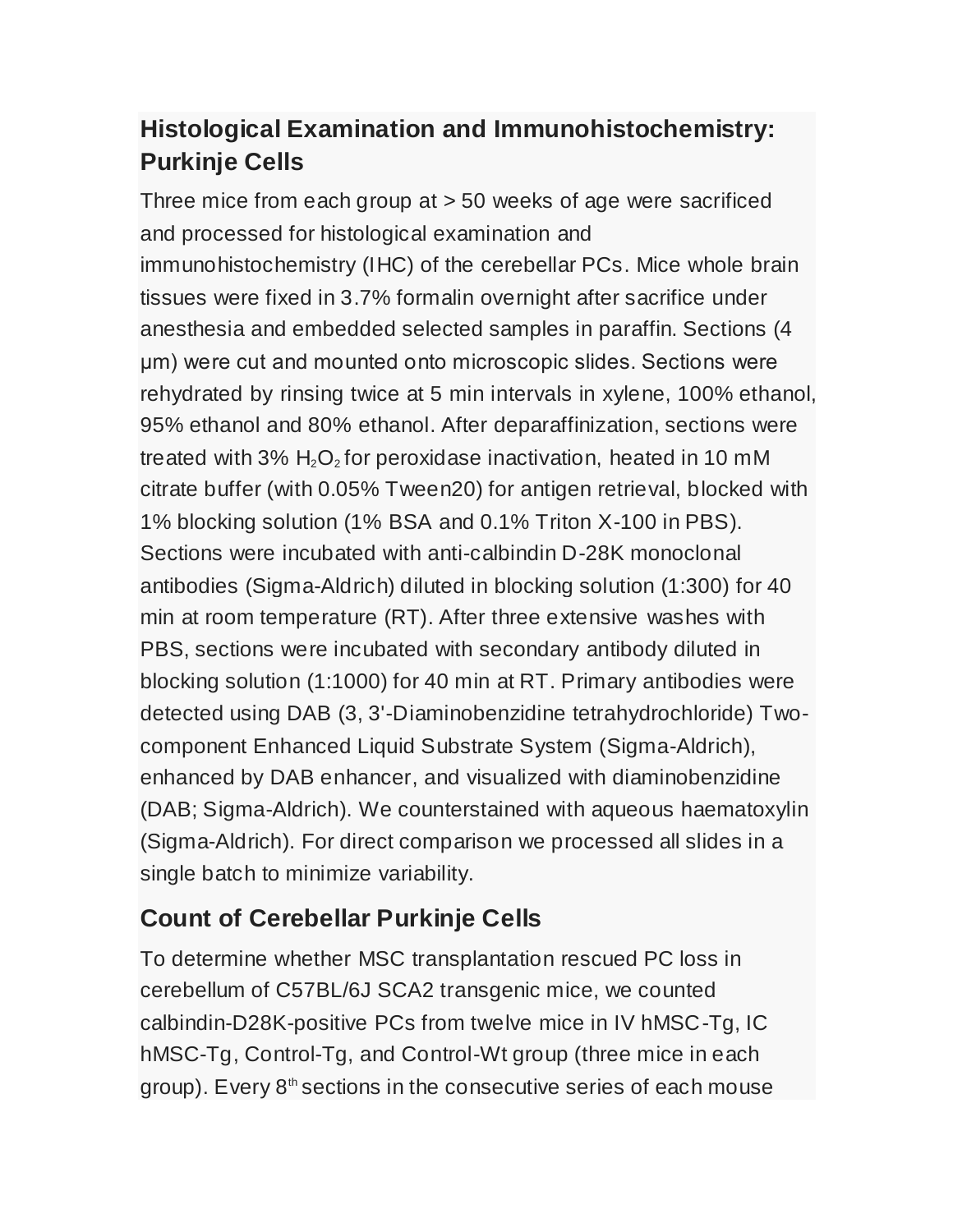## Histological Examination and Immunohistochemistry: Purkinje Cells

Three mice from each group at > 50 weeks of age were sacrificed and processed for histological examination and immunohistochemistry (IHC) of the cerebellar PCs. Mice whole brain tissues were fixed in 3.7% formalin overnight after sacrifice under anesthesia and embedded selected samples in paraffin. Sections (4 μm) were cut and mounted onto microscopic slides. Sections were rehydrated by rinsing twice at 5 min intervals in xylene, 100% ethanol, 95% ethanol and 80% ethanol. After deparaffinization, sections were treated with 3% $H_2O_2$ for peroxidase inactivation, heated in 10 mM citrate buffer (with 0.05% Tween20) for antigen retrieval, blocked with 1% blocking solution (1% BSA and 0.1% Triton X-100 in PBS). Sections were incubated with anti-calbindin D-28K monoclonal antibodies (Sigma-Aldrich) diluted in blocking solution (1:300) for 40 min at room temperature (RT). After three extensive washes with PBS, sections were incubated with secondary antibody diluted in blocking solution (1:1000) for 40 min at RT. Primary antibodies were detected using DAB (3, 3'-Diaminobenzidine tetrahydrochloride) Two-component Enhanced Liquid Substrate System (Sigma-Aldrich), enhanced by DAB enhancer, and visualized with diaminobenzidine (DAB; Sigma-Aldrich). We counterstained with aqueous haematoxylin (Sigma-Aldrich). For direct comparison we processed all slides in a single batch to minimize variability.

## Count of Cerebellar Purkinje Cells

To determine whether MSC transplantation rescued PC loss in cerebellum of C57BL/6J SCA2 transgenic mice, we counted calbindin-D28K-positive PCs from twelve mice in IV hMSC-Tg, IC hMSC-Tg, Control-Tg, and Control-Wt group (three mice in each group). Every 8$^{th}$ sections in the consecutive series of each mouse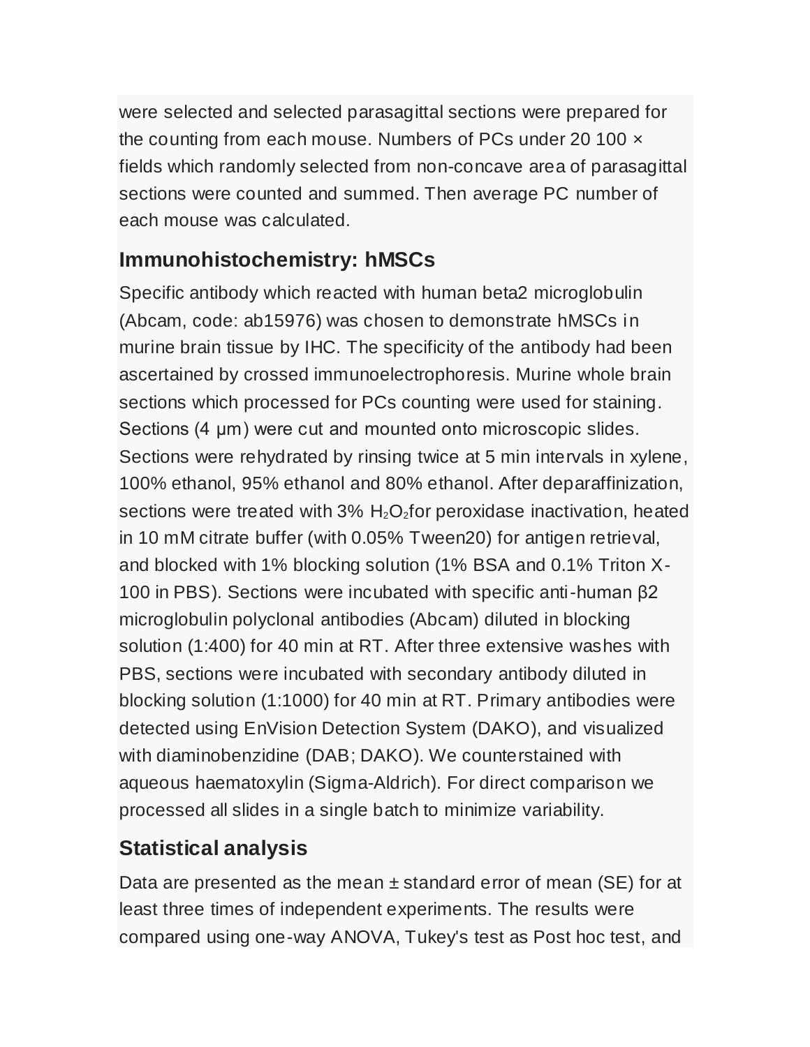were selected and selected parasagittal sections were prepared for the counting from each mouse. Numbers of PCs under 20 100 × fields which randomly selected from non-concave area of parasagittal sections were counted and summed. Then average PC number of each mouse was calculated.

## Immunohistochemistry: hMSCs

Specific antibody which reacted with human beta2 microglobulin (Abcam, code: ab15976) was chosen to demonstrate hMSCs in murine brain tissue by IHC. The specificity of the antibody had been ascertained by crossed immunoelectrophoresis. Murine whole brain sections which processed for PCs counting were used for staining. Sections (4 μm) were cut and mounted onto microscopic slides. Sections were rehydrated by rinsing twice at 5 min intervals in xylene, 100% ethanol, 95% ethanol and 80% ethanol. After deparaffinization, sections were treated with 3% $H_2O_2$for peroxidase inactivation, heated in 10 mM citrate buffer (with 0.05% Tween20) for antigen retrieval, and blocked with 1% blocking solution (1% BSA and 0.1% Triton X-100 in PBS). Sections were incubated with specific anti-human β2 microglobulin polyclonal antibodies (Abcam) diluted in blocking solution (1:400) for 40 min at RT. After three extensive washes with PBS, sections were incubated with secondary antibody diluted in blocking solution (1:1000) for 40 min at RT. Primary antibodies were detected using EnVision Detection System (DAKO), and visualized with diaminobenzidine (DAB; DAKO). We counterstained with aqueous haematoxylin (Sigma-Aldrich). For direct comparison we processed all slides in a single batch to minimize variability.

## Statistical analysis

Data are presented as the mean ± standard error of mean (SE) for at least three times of independent experiments. The results were compared using one-way ANOVA, Tukey's test as Post hoc test, and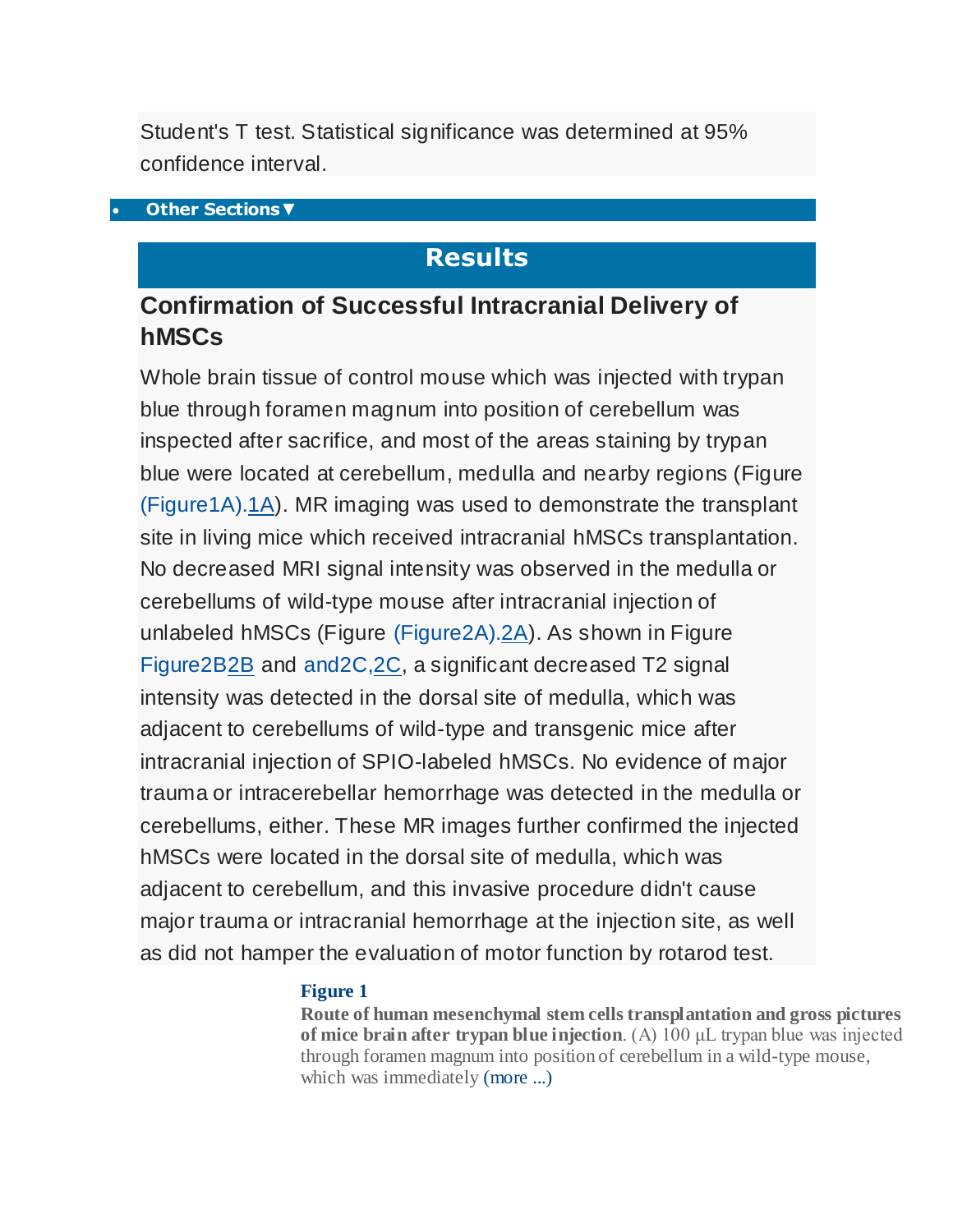Student's T test. Statistical significance was determined at 95% confidence interval.

- Other Sections▼

# Results

## Confirmation of Successful Intracranial Delivery of hMSCs

Whole brain tissue of control mouse which was injected with trypan blue through foramen magnum into position of cerebellum was inspected after sacrifice, and most of the areas staining by trypan blue were located at cerebellum, medulla and nearby regions (Figure (Figure1A).1A). MR imaging was used to demonstrate the transplant site in living mice which received intracranial hMSCs transplantation. No decreased MRI signal intensity was observed in the medulla or cerebellums of wild-type mouse after intracranial injection of unlabeled hMSCs (Figure (Figure2A).2A). As shown in Figure Figure2B2B and and2C,2C, a significant decreased T2 signal intensity was detected in the dorsal site of medulla, which was adjacent to cerebellums of wild-type and transgenic mice after intracranial injection of SPIO-labeled hMSCs. No evidence of major trauma or intracerebellar hemorrhage was detected in the medulla or cerebellums, either. These MR images further confirmed the injected hMSCs were located in the dorsal site of medulla, which was adjacent to cerebellum, and this invasive procedure didn't cause major trauma or intracranial hemorrhage at the injection site, as well as did not hamper the evaluation of motor function by rotarod test.

**Figure 1**

**Route of human mesenchymal stem cells transplantation and gross pictures of mice brain after trypan blue injection**. (A) 100 μL trypan blue was injected through foramen magnum into position of cerebellum in a wild-type mouse, which was immediately (more ...)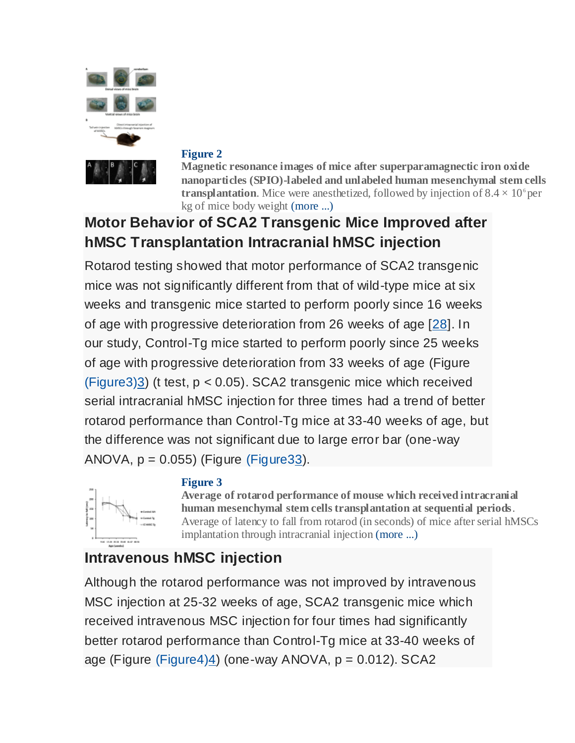**Figure 2**

**Magnetic resonance images of mice after superparamagnectic iron oxide nanoparticles (SPIO)-labeled and unlabeled human mesenchymal stem cells transplantation**. Mice were anesthetized, followed by injection of $8.4 \times 10^6$ per kg of mice body weight (more ...)

## Motor Behavior of SCA2 Transgenic Mice Improved after hMSC Transplantation Intracranial hMSC injection

Rotarod testing showed that motor performance of SCA2 transgenic mice was not significantly different from that of wild-type mice at six weeks and transgenic mice started to perform poorly since 16 weeks of age with progressive deterioration from 26 weeks of age [28]. In our study, Control-Tg mice started to perform poorly since 25 weeks of age with progressive deterioration from 33 weeks of age (Figure (Figure3)3) (t test, $p < 0.05$). SCA2 transgenic mice which received serial intracranial hMSC injection for three times had a trend of better rotarod performance than Control-Tg mice at 33-40 weeks of age, but the difference was not significant due to large error bar (one-way ANOVA, $p = 0.055$) (Figure (Figure33).

**Figure 3**

**Average of rotarod performance of mouse which received intracranial human mesenchymal stem cells transplantation at sequential periods**. Average of latency to fall from rotarod (in seconds) of mice after serial hMSCs implantation through intracranial injection (more ...)

## Intravenous hMSC injection

Although the rotarod performance was not improved by intravenous MSC injection at 25-32 weeks of age, SCA2 transgenic mice which received intravenous MSC injection for four times had significantly better rotarod performance than Control-Tg mice at 33-40 weeks of age (Figure (Figure4)4) (one-way ANOVA, $p = 0.012$). SCA2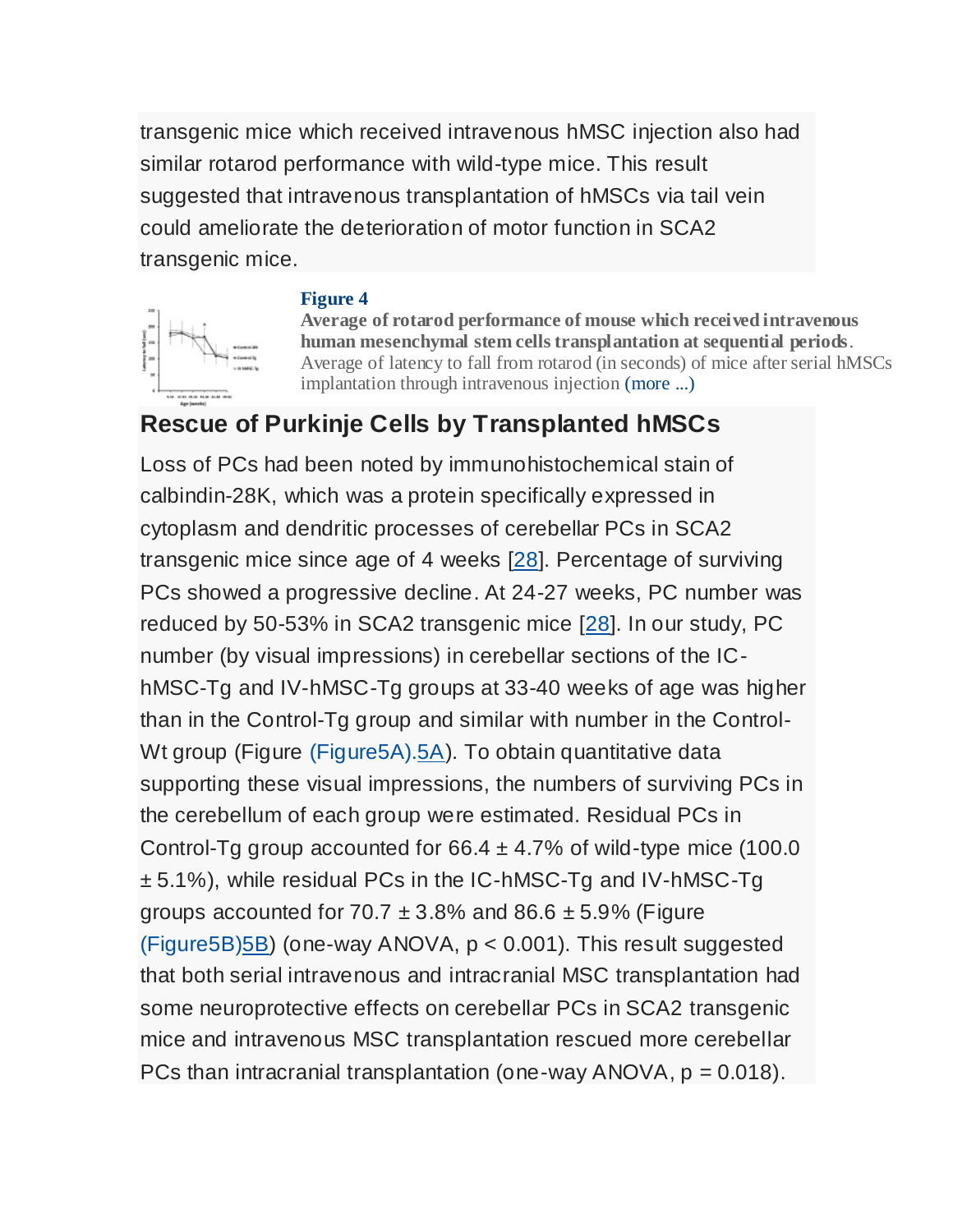transgenic mice which received intravenous hMSC injection also had similar rotarod performance with wild-type mice. This result suggested that intravenous transplantation of hMSCs via tail vein could ameliorate the deterioration of motor function in SCA2 transgenic mice.

**Figure 4**

**Average of rotarod performance of mouse which received intravenous human mesenchymal stem cells transplantation at sequential periods**. Average of latency to fall from rotarod (in seconds) of mice after serial hMSCs implantation through intravenous injection (more ...)

## Rescue of Purkinje Cells by Transplanted hMSCs

Loss of PCs had been noted by immunohistochemical stain of calbindin-28K, which was a protein specifically expressed in cytoplasm and dendritic processes of cerebellar PCs in SCA2 transgenic mice since age of 4 weeks [28]. Percentage of surviving PCs showed a progressive decline. At 24-27 weeks, PC number was reduced by 50-53% in SCA2 transgenic mice [28]. In our study, PC number (by visual impressions) in cerebellar sections of the IC-hMSC-Tg and IV-hMSC-Tg groups at 33-40 weeks of age was higher than in the Control-Tg group and similar with number in the Control-Wt group (Figure (Figure5A).5A). To obtain quantitative data supporting these visual impressions, the numbers of surviving PCs in the cerebellum of each group were estimated. Residual PCs in Control-Tg group accounted for 66.4 ± 4.7% of wild-type mice (100.0 ± 5.1%), while residual PCs in the IC-hMSC-Tg and IV-hMSC-Tg groups accounted for 70.7 ± 3.8% and 86.6 ± 5.9% (Figure (Figure5B)5B) (one-way ANOVA, $p < 0.001$). This result suggested that both serial intravenous and intracranial MSC transplantation had some neuroprotective effects on cerebellar PCs in SCA2 transgenic mice and intravenous MSC transplantation rescued more cerebellar PCs than intracranial transplantation (one-way ANOVA, $p = 0.018$).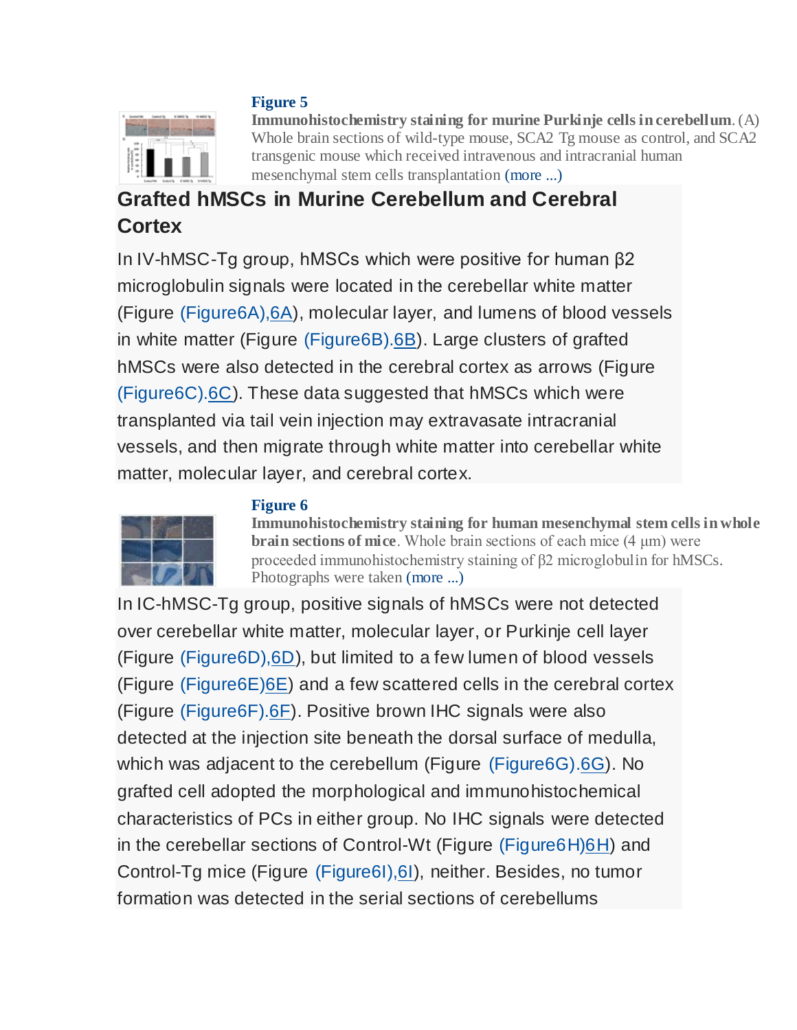**Figure 5**

**Immunohistochemistry staining for murine Purkinje cells in cerebellum.** (A) Whole brain sections of wild-type mouse, SCA2 Tg mouse as control, and SCA2 transgenic mouse which received intravenous and intracranial human mesenchymal stem cells transplantation (more ...)

## Grafted hMSCs in Murine Cerebellum and Cerebral Cortex

In IV-hMSC-Tg group, hMSCs which were positive for human β2 microglobulin signals were located in the cerebellar white matter (Figure (Figure6A),6A), molecular layer, and lumens of blood vessels in white matter (Figure (Figure6B).6B). Large clusters of grafted hMSCs were also detected in the cerebral cortex as arrows (Figure (Figure6C).6C). These data suggested that hMSCs which were transplanted via tail vein injection may extravasate intracranial vessels, and then migrate through white matter into cerebellar white matter, molecular layer, and cerebral cortex.

**Figure 6**

**Immunohistochemistry staining for human mesenchymal stem cells in whole brain sections of mice.** Whole brain sections of each mice (4 μm) were proceeded immunohistochemistry staining of β2 microglobulin for hMSCs. Photographs were taken (more ...)

In IC-hMSC-Tg group, positive signals of hMSCs were not detected over cerebellar white matter, molecular layer, or Purkinje cell layer (Figure (Figure6D),6D), but limited to a few lumen of blood vessels (Figure (Figure6E)6E) and a few scattered cells in the cerebral cortex (Figure (Figure6F).6F). Positive brown IHC signals were also detected at the injection site beneath the dorsal surface of medulla, which was adjacent to the cerebellum (Figure (Figure6G).6G). No grafted cell adopted the morphological and immunohistochemical characteristics of PCs in either group. No IHC signals were detected in the cerebellar sections of Control-Wt (Figure (Figure6H)6H) and Control-Tg mice (Figure (Figure6I),6I), neither. Besides, no tumor formation was detected in the serial sections of cerebellums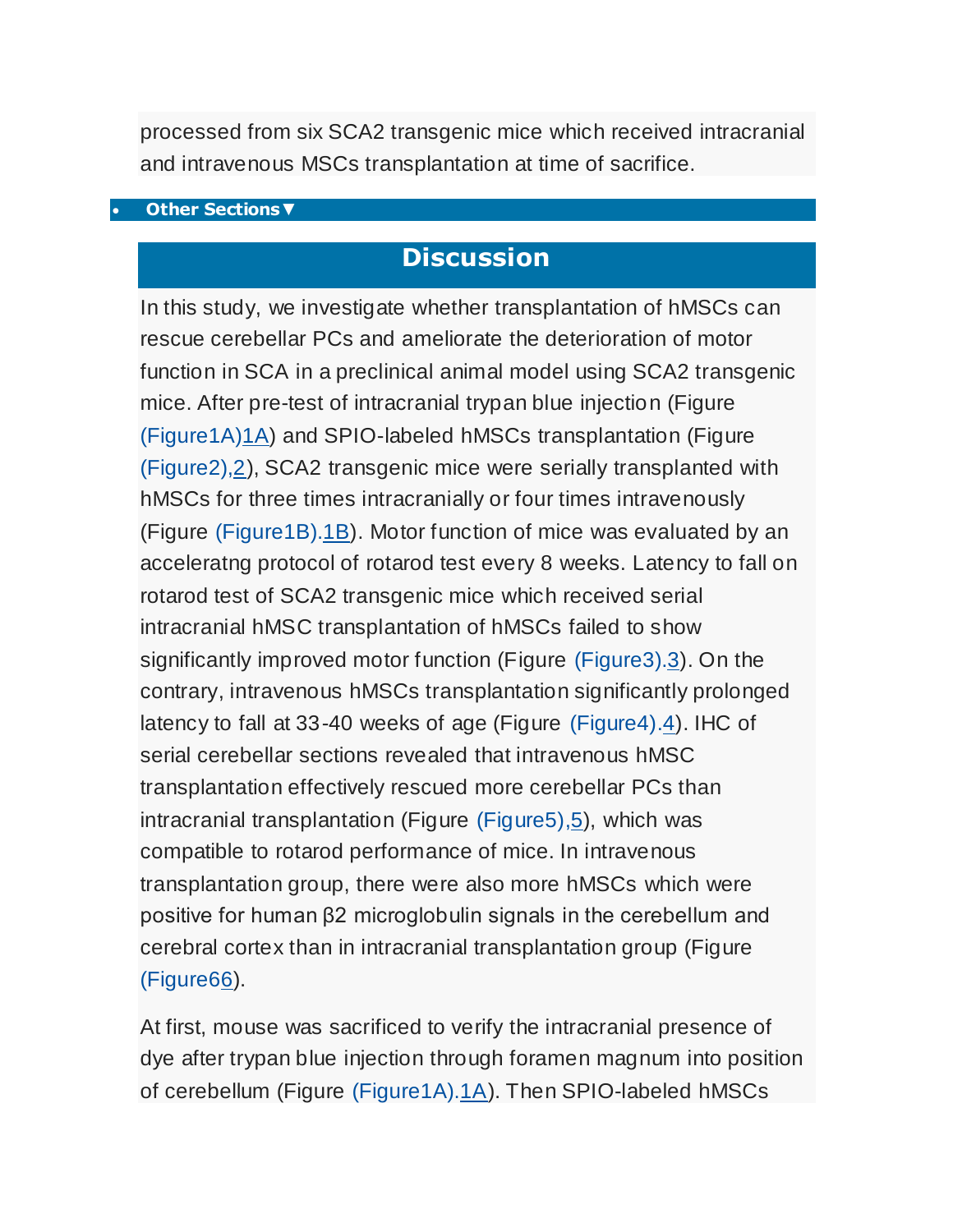processed from six SCA2 transgenic mice which received intracranial and intravenous MSCs transplantation at time of sacrifice.

## Discussion

In this study, we investigate whether transplantation of hMSCs can rescue cerebellar PCs and ameliorate the deterioration of motor function in SCA in a preclinical animal model using SCA2 transgenic mice. After pre-test of intracranial trypan blue injection (Figure (Figure1A)1A) and SPIO-labeled hMSCs transplantation (Figure (Figure2),2), SCA2 transgenic mice were serially transplanted with hMSCs for three times intracranially or four times intravenously (Figure (Figure1B).1B). Motor function of mice was evaluated by an acceleratng protocol of rotarod test every 8 weeks. Latency to fall on rotarod test of SCA2 transgenic mice which received serial intracranial hMSC transplantation of hMSCs failed to show significantly improved motor function (Figure (Figure3).3). On the contrary, intravenous hMSCs transplantation significantly prolonged latency to fall at 33-40 weeks of age (Figure (Figure4).4). IHC of serial cerebellar sections revealed that intravenous hMSC transplantation effectively rescued more cerebellar PCs than intracranial transplantation (Figure (Figure5),5), which was compatible to rotarod performance of mice. In intravenous transplantation group, there were also more hMSCs which were positive for human β2 microglobulin signals in the cerebellum and cerebral cortex than in intracranial transplantation group (Figure (Figure66).

At first, mouse was sacrificed to verify the intracranial presence of dye after trypan blue injection through foramen magnum into position of cerebellum (Figure (Figure1A).1A). Then SPIO-labeled hMSCs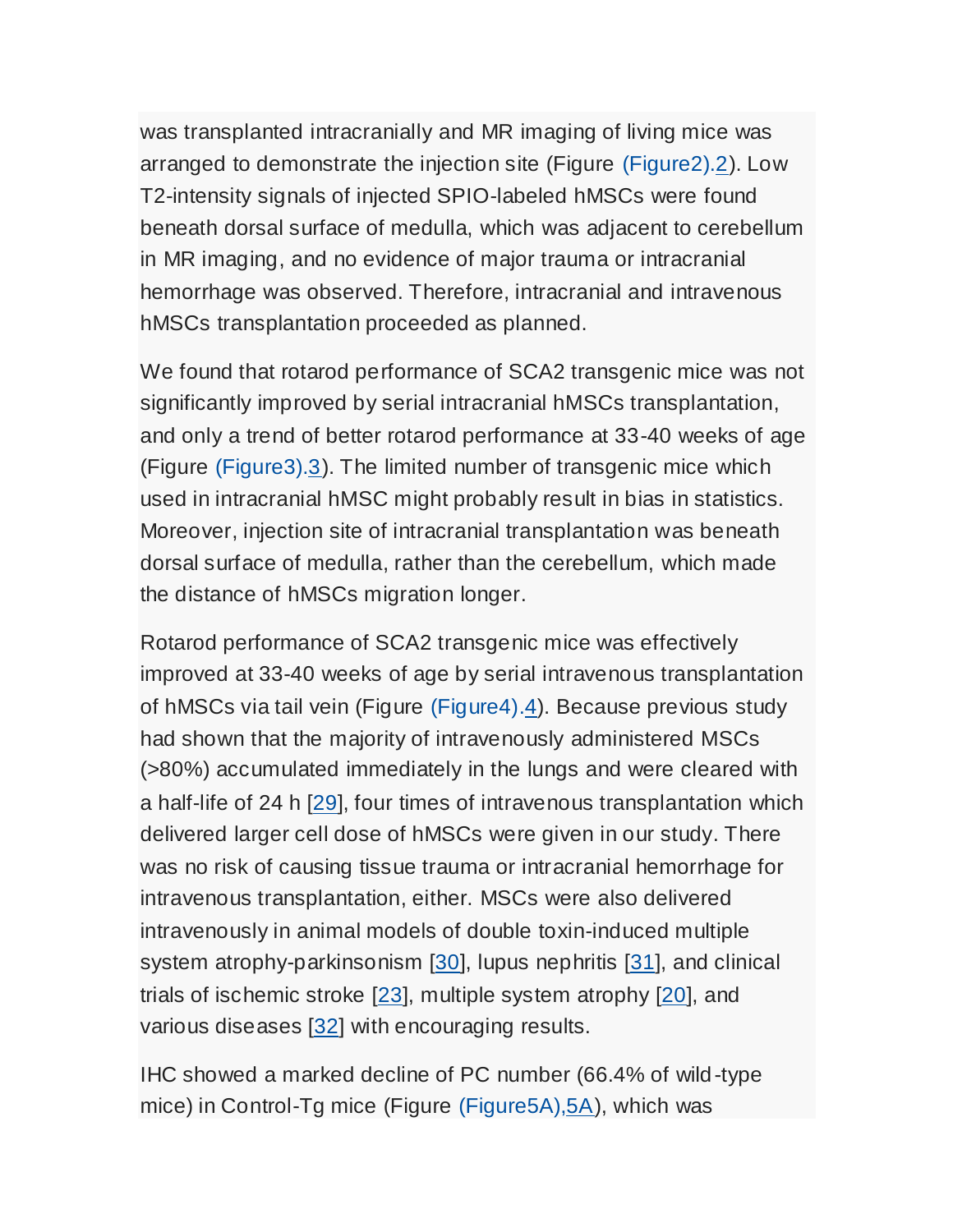was transplanted intracranially and MR imaging of living mice was arranged to demonstrate the injection site (Figure (Figure2).2). Low T2-intensity signals of injected SPIO-labeled hMSCs were found beneath dorsal surface of medulla, which was adjacent to cerebellum in MR imaging, and no evidence of major trauma or intracranial hemorrhage was observed. Therefore, intracranial and intravenous hMSCs transplantation proceeded as planned.

We found that rotarod performance of SCA2 transgenic mice was not significantly improved by serial intracranial hMSCs transplantation, and only a trend of better rotarod performance at 33-40 weeks of age (Figure (Figure3).3). The limited number of transgenic mice which used in intracranial hMSC might probably result in bias in statistics. Moreover, injection site of intracranial transplantation was beneath dorsal surface of medulla, rather than the cerebellum, which made the distance of hMSCs migration longer.

Rotarod performance of SCA2 transgenic mice was effectively improved at 33-40 weeks of age by serial intravenous transplantation of hMSCs via tail vein (Figure (Figure4).4). Because previous study had shown that the majority of intravenously administered MSCs (>80%) accumulated immediately in the lungs and were cleared with a half-life of 24 h [29], four times of intravenous transplantation which delivered larger cell dose of hMSCs were given in our study. There was no risk of causing tissue trauma or intracranial hemorrhage for intravenous transplantation, either. MSCs were also delivered intravenously in animal models of double toxin-induced multiple system atrophy-parkinsonism [30], lupus nephritis [31], and clinical trials of ischemic stroke [23], multiple system atrophy [20], and various diseases [32] with encouraging results.

IHC showed a marked decline of PC number (66.4% of wild-type mice) in Control-Tg mice (Figure (Figure5A),5A), which was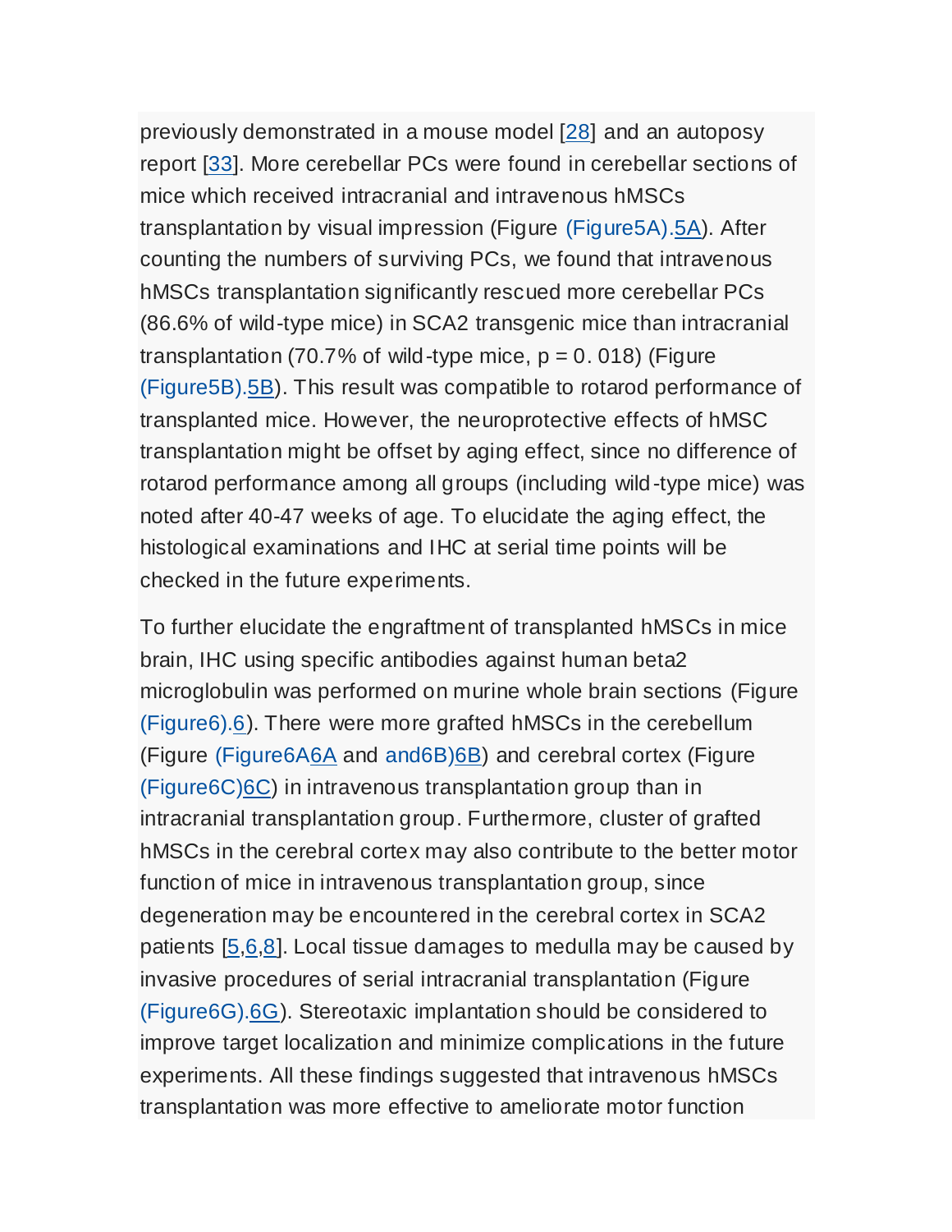previously demonstrated in a mouse model [28] and an autoposy report [33]. More cerebellar PCs were found in cerebellar sections of mice which received intracranial and intravenous hMSCs transplantation by visual impression (Figure (Figure5A).5A). After counting the numbers of surviving PCs, we found that intravenous hMSCs transplantation significantly rescued more cerebellar PCs (86.6% of wild-type mice) in SCA2 transgenic mice than intracranial transplantation (70.7% of wild-type mice, $p = 0.018$) (Figure (Figure5B).5B). This result was compatible to rotarod performance of transplanted mice. However, the neuroprotective effects of hMSC transplantation might be offset by aging effect, since no difference of rotarod performance among all groups (including wild-type mice) was noted after 40-47 weeks of age. To elucidate the aging effect, the histological examinations and IHC at serial time points will be checked in the future experiments.

To further elucidate the engraftment of transplanted hMSCs in mice brain, IHC using specific antibodies against human beta2 microglobulin was performed on murine whole brain sections (Figure (Figure6).6). There were more grafted hMSCs in the cerebellum (Figure (Figure6A6A and and6B)6B) and cerebral cortex (Figure (Figure6C)6C) in intravenous transplantation group than in intracranial transplantation group. Furthermore, cluster of grafted hMSCs in the cerebral cortex may also contribute to the better motor function of mice in intravenous transplantation group, since degeneration may be encountered in the cerebral cortex in SCA2 patients [5,6,8]. Local tissue damages to medulla may be caused by invasive procedures of serial intracranial transplantation (Figure (Figure6G).6G). Stereotaxic implantation should be considered to improve target localization and minimize complications in the future experiments. All these findings suggested that intravenous hMSCs transplantation was more effective to ameliorate motor function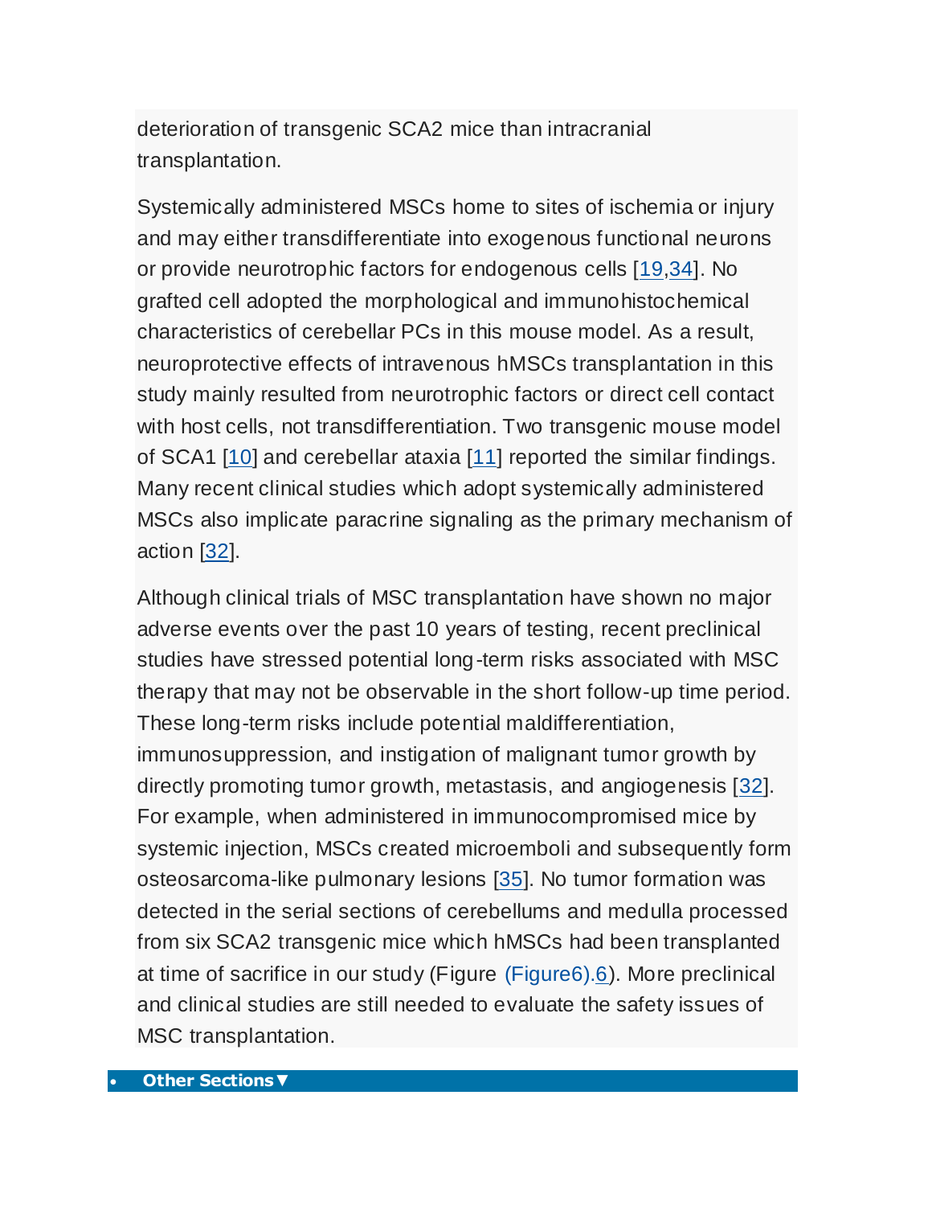deterioration of transgenic SCA2 mice than intracranial transplantation.

Systemically administered MSCs home to sites of ischemia or injury and may either transdifferentiate into exogenous functional neurons or provide neurotrophic factors for endogenous cells [19,34]. No grafted cell adopted the morphological and immunohistochemical characteristics of cerebellar PCs in this mouse model. As a result, neuroprotective effects of intravenous hMSCs transplantation in this study mainly resulted from neurotrophic factors or direct cell contact with host cells, not transdifferentiation. Two transgenic mouse model of SCA1 [10] and cerebellar ataxia [11] reported the similar findings. Many recent clinical studies which adopt systemically administered MSCs also implicate paracrine signaling as the primary mechanism of action [32].

Although clinical trials of MSC transplantation have shown no major adverse events over the past 10 years of testing, recent preclinical studies have stressed potential long-term risks associated with MSC therapy that may not be observable in the short follow-up time period. These long-term risks include potential maldifferentiation, immunosuppression, and instigation of malignant tumor growth by directly promoting tumor growth, metastasis, and angiogenesis [32]. For example, when administered in immunocompromised mice by systemic injection, MSCs created microemboli and subsequently form osteosarcoma-like pulmonary lesions [35]. No tumor formation was detected in the serial sections of cerebellums and medulla processed from six SCA2 transgenic mice which hMSCs had been transplanted at time of sacrifice in our study (Figure (Figure6).6). More preclinical and clinical studies are still needed to evaluate the safety issues of MSC transplantation.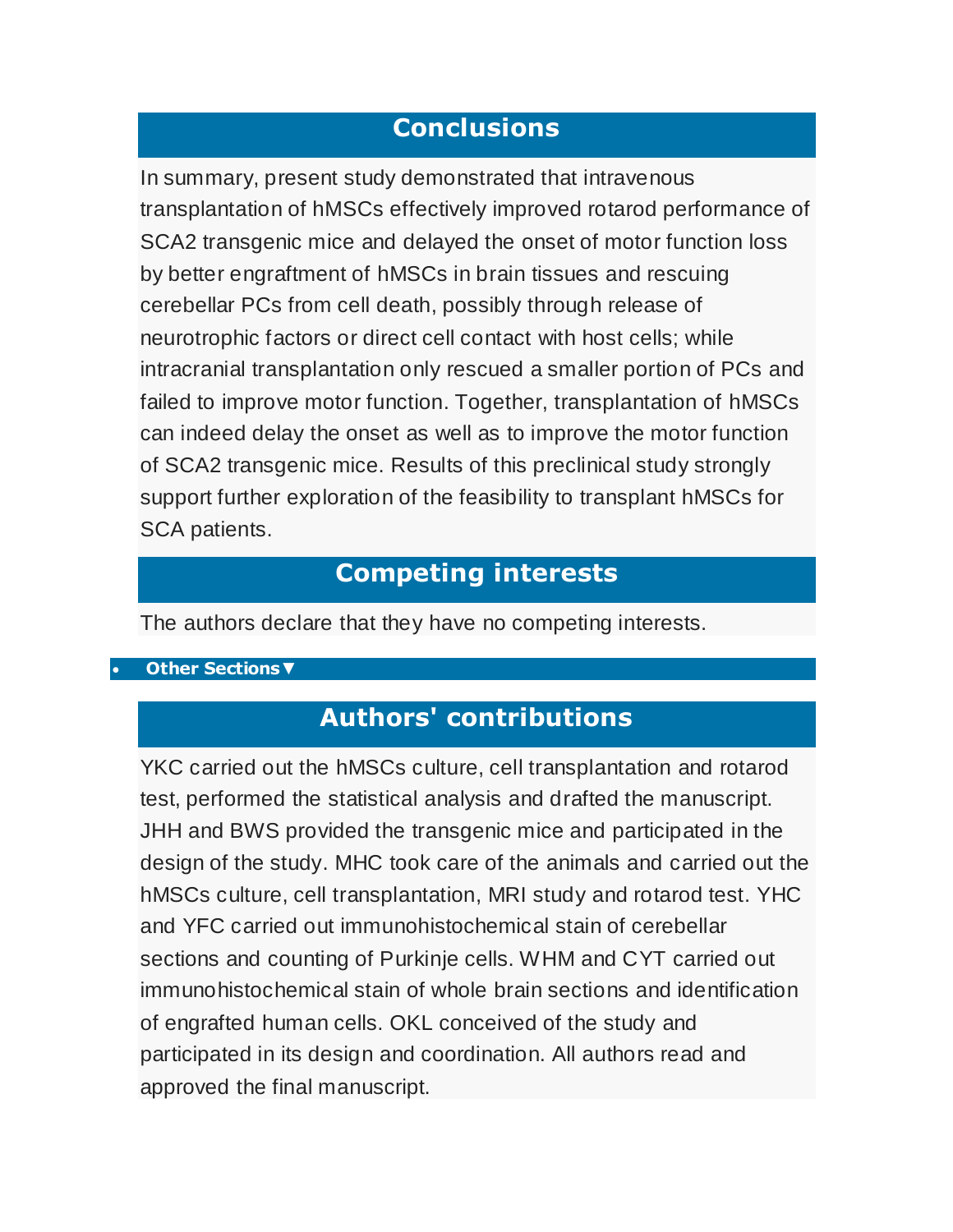## Conclusions

In summary, present study demonstrated that intravenous transplantation of hMSCs effectively improved rotarod performance of SCA2 transgenic mice and delayed the onset of motor function loss by better engraftment of hMSCs in brain tissues and rescuing cerebellar PCs from cell death, possibly through release of neurotrophic factors or direct cell contact with host cells; while intracranial transplantation only rescued a smaller portion of PCs and failed to improve motor function. Together, transplantation of hMSCs can indeed delay the onset as well as to improve the motor function of SCA2 transgenic mice. Results of this preclinical study strongly support further exploration of the feasibility to transplant hMSCs for SCA patients.

## Competing interests

The authors declare that they have no competing interests.

- **Other Sections▼**

## Authors' contributions

YKC carried out the hMSCs culture, cell transplantation and rotarod test, performed the statistical analysis and drafted the manuscript. JHH and BWS provided the transgenic mice and participated in the design of the study. MHC took care of the animals and carried out the hMSCs culture, cell transplantation, MRI study and rotarod test. YHC and YFC carried out immunohistochemical stain of cerebellar sections and counting of Purkinje cells. WHM and CYT carried out immunohistochemical stain of whole brain sections and identification of engrafted human cells. OKL conceived of the study and participated in its design and coordination. All authors read and approved the final manuscript.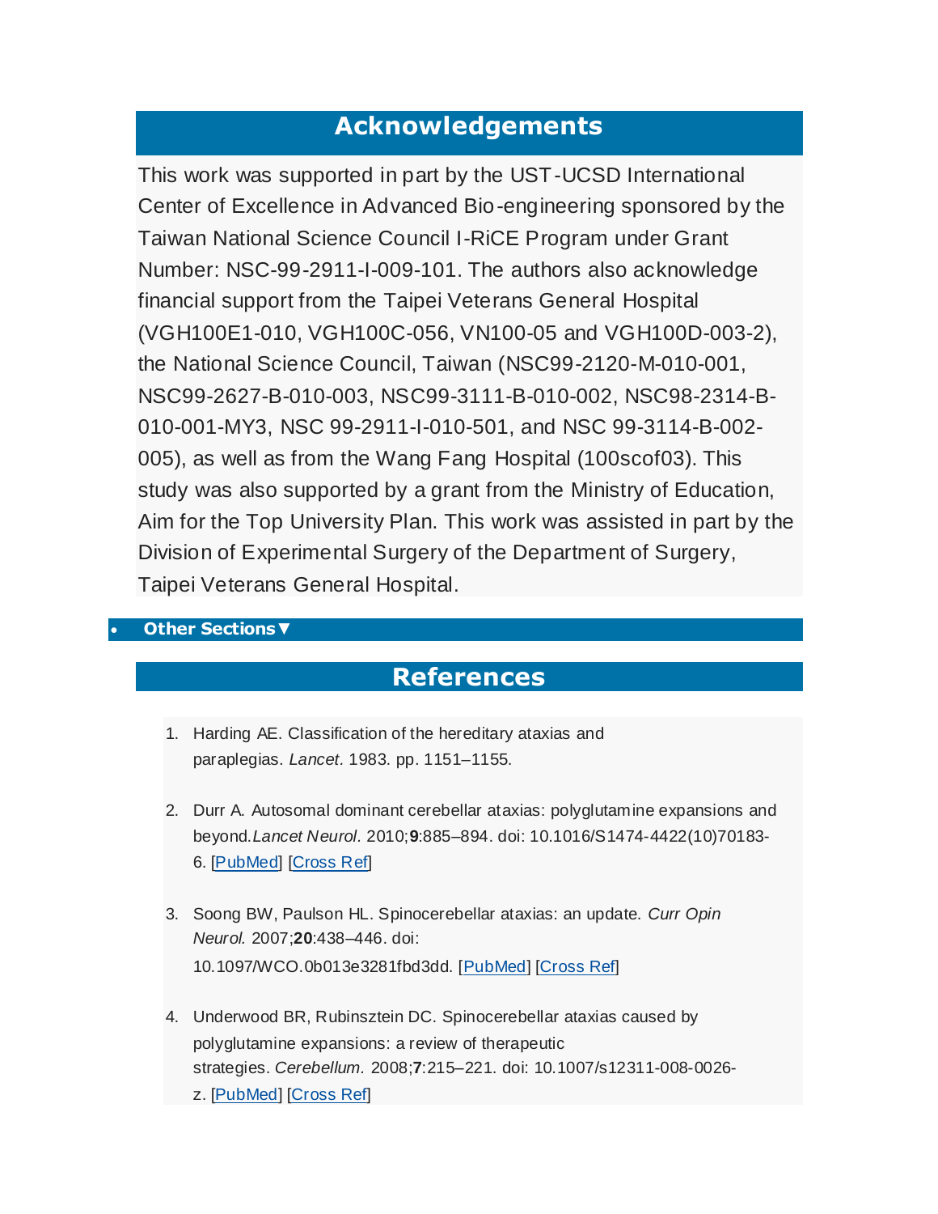## Acknowledgements

This work was supported in part by the UST-UCSD International Center of Excellence in Advanced Bio-engineering sponsored by the Taiwan National Science Council I-RiCE Program under Grant Number: NSC-99-2911-I-009-101. The authors also acknowledge financial support from the Taipei Veterans General Hospital (VGH100E1-010, VGH100C-056, VN100-05 and VGH100D-003-2), the National Science Council, Taiwan (NSC99-2120-M-010-001, NSC99-2627-B-010-003, NSC99-3111-B-010-002, NSC98-2314-B-010-001-MY3, NSC 99-2911-I-010-501, and NSC 99-3114-B-002-005), as well as from the Wang Fang Hospital (100scof03). This study was also supported by a grant from the Ministry of Education, Aim for the Top University Plan. This work was assisted in part by the Division of Experimental Surgery of the Department of Surgery, Taipei Veterans General Hospital.

- **Other Sections▼**

## References

1. Harding AE. Classification of the hereditary ataxias and paraplegias. *Lancet.* 1983. pp. 1151–1155.
2. Durr A. Autosomal dominant cerebellar ataxias: polyglutamine expansions and beyond. *Lancet Neurol.* 2010;**9**:885–894. doi: 10.1016/S1474-4422(10)70183-6. [PubMed] [Cross Ref]
3. Soong BW, Paulson HL. Spinocerebellar ataxias: an update. *Curr Opin Neurol.* 2007;**20**:438–446. doi: 10.1097/WCO.0b013e3281fbd3dd. [PubMed] [Cross Ref]
4. Underwood BR, Rubinsztein DC. Spinocerebellar ataxias caused by polyglutamine expansions: a review of therapeutic strategies. *Cerebellum.* 2008;**7**:215–221. doi: 10.1007/s12311-008-0026-z. [PubMed] [Cross Ref]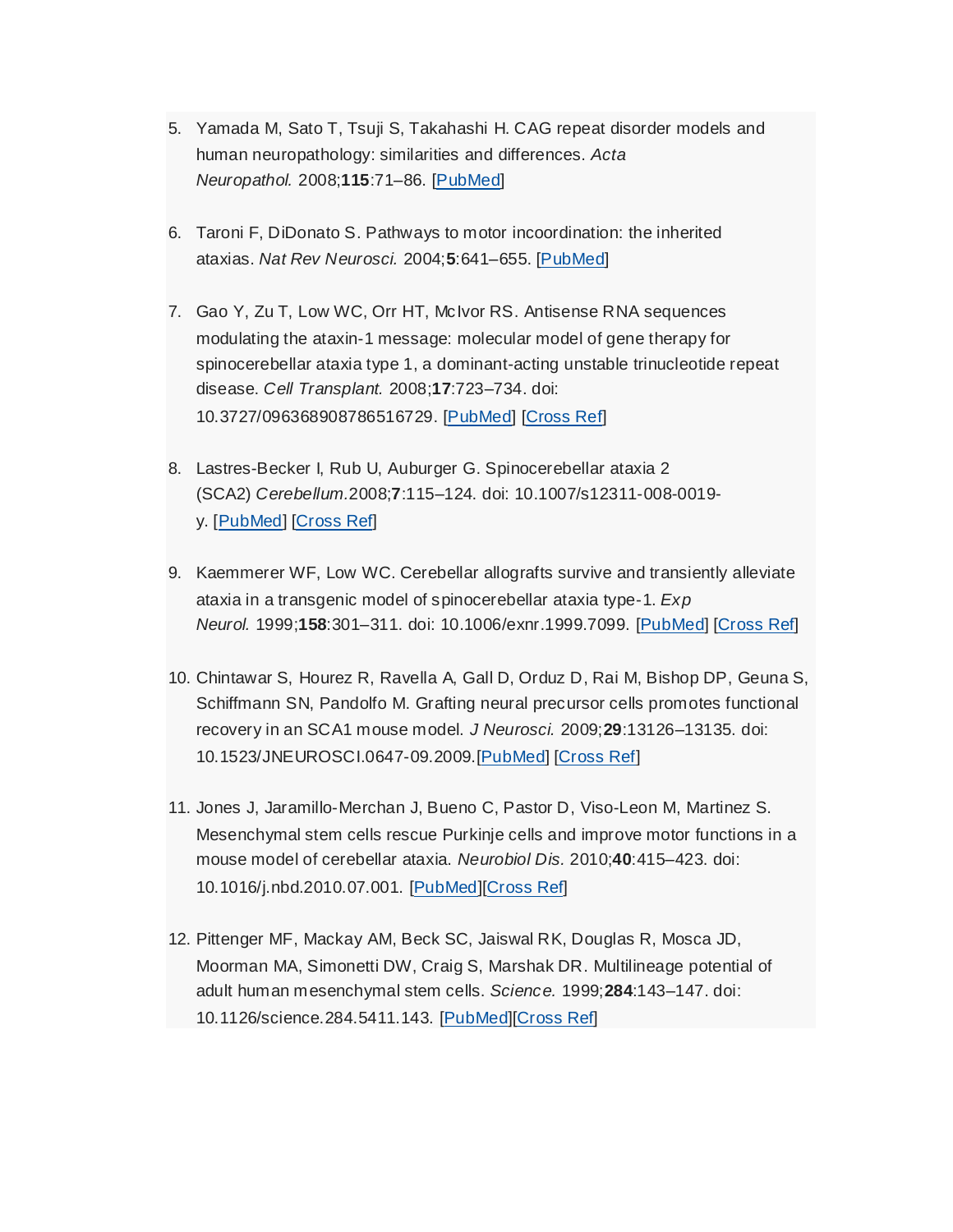5. Yamada M, Sato T, Tsuji S, Takahashi H. CAG repeat disorder models and human neuropathology: similarities and differences. *Acta Neuropathol.* 2008;**115**:71–86. [PubMed]

6. Taroni F, DiDonato S. Pathways to motor incoordination: the inherited ataxias. *Nat Rev Neurosci.* 2004;**5**:641–655. [PubMed]

7. Gao Y, Zu T, Low WC, Orr HT, McIvor RS. Antisense RNA sequences modulating the ataxin-1 message: molecular model of gene therapy for spinocerebellar ataxia type 1, a dominant-acting unstable trinucleotide repeat disease. *Cell Transplant.* 2008;**17**:723–734. doi: 10.3727/096368908786516729. [PubMed] [Cross Ref]

8. Lastres-Becker I, Rub U, Auburger G. Spinocerebellar ataxia 2 (SCA2) *Cerebellum.*2008;**7**:115–124. doi: 10.1007/s12311-008-0019-y. [PubMed] [Cross Ref]

9. Kaemmerer WF, Low WC. Cerebellar allografts survive and transiently alleviate ataxia in a transgenic model of spinocerebellar ataxia type-1. *Exp Neurol.* 1999;**158**:301–311. doi: 10.1006/exnr.1999.7099. [PubMed] [Cross Ref]

10. Chintawar S, Hourez R, Ravella A, Gall D, Orduz D, Rai M, Bishop DP, Geuna S, Schiffmann SN, Pandolfo M. Grafting neural precursor cells promotes functional recovery in an SCA1 mouse model. *J Neurosci.* 2009;**29**:13126–13135. doi: 10.1523/JNEUROSCI.0647-09.2009.[PubMed] [Cross Ref]

11. Jones J, Jaramillo-Merchan J, Bueno C, Pastor D, Viso-Leon M, Martinez S. Mesenchymal stem cells rescue Purkinje cells and improve motor functions in a mouse model of cerebellar ataxia. *Neurobiol Dis.* 2010;**40**:415–423. doi: 10.1016/j.nbd.2010.07.001. [PubMed][Cross Ref]

12. Pittenger MF, Mackay AM, Beck SC, Jaiswal RK, Douglas R, Mosca JD, Moorman MA, Simonetti DW, Craig S, Marshak DR. Multilineage potential of adult human mesenchymal stem cells. *Science.* 1999;**284**:143–147. doi: 10.1126/science.284.5411.143. [PubMed][Cross Ref]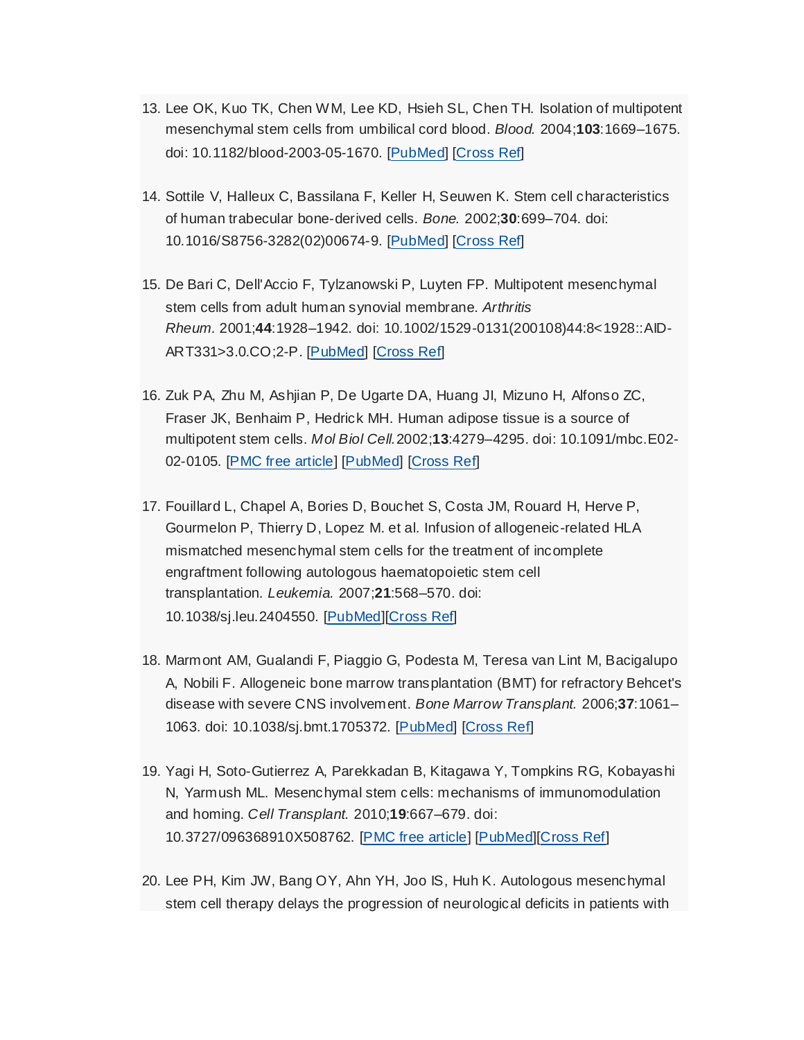13. Lee OK, Kuo TK, Chen WM, Lee KD, Hsieh SL, Chen TH. Isolation of multipotent mesenchymal stem cells from umbilical cord blood. *Blood.* 2004;**103**:1669–1675. doi: 10.1182/blood-2003-05-1670. [PubMed] [Cross Ref]

14. Sottile V, Halleux C, Bassilana F, Keller H, Seuwen K. Stem cell characteristics of human trabecular bone-derived cells. *Bone.* 2002;**30**:699–704. doi: 10.1016/S8756-3282(02)00674-9. [PubMed] [Cross Ref]

15. De Bari C, Dell'Accio F, Tylzanowski P, Luyten FP. Multipotent mesenchymal stem cells from adult human synovial membrane. *Arthritis Rheum.* 2001;**44**:1928–1942. doi: 10.1002/1529-0131(200108)44:8<1928::AID-ART331>3.0.CO;2-P. [PubMed] [Cross Ref]

16. Zuk PA, Zhu M, Ashjian P, De Ugarte DA, Huang JI, Mizuno H, Alfonso ZC, Fraser JK, Benhaim P, Hedrick MH. Human adipose tissue is a source of multipotent stem cells. *Mol Biol Cell.* 2002;**13**:4279–4295. doi: 10.1091/mbc.E02-02-0105. [PMC free article] [PubMed] [Cross Ref]

17. Fouillard L, Chapel A, Bories D, Bouchet S, Costa JM, Rouard H, Herve P, Gourmelon P, Thierry D, Lopez M. et al. Infusion of allogeneic-related HLA mismatched mesenchymal stem cells for the treatment of incomplete engraftment following autologous haematopoietic stem cell transplantation. *Leukemia.* 2007;**21**:568–570. doi: 10.1038/sj.leu.2404550. [PubMed][Cross Ref]

18. Marmont AM, Gualandi F, Piaggio G, Podesta M, Teresa van Lint M, Bacigalupo A, Nobili F. Allogeneic bone marrow transplantation (BMT) for refractory Behcet's disease with severe CNS involvement. *Bone Marrow Transplant.* 2006;**37**:1061–1063. doi: 10.1038/sj.bmt.1705372. [PubMed] [Cross Ref]

19. Yagi H, Soto-Gutierrez A, Parekkadan B, Kitagawa Y, Tompkins RG, Kobayashi N, Yarmush ML. Mesenchymal stem cells: mechanisms of immunomodulation and homing. *Cell Transplant.* 2010;**19**:667–679. doi: 10.3727/096368910X508762. [PMC free article] [PubMed][Cross Ref]

20. Lee PH, Kim JW, Bang OY, Ahn YH, Joo IS, Huh K. Autologous mesenchymal stem cell therapy delays the progression of neurological deficits in patients with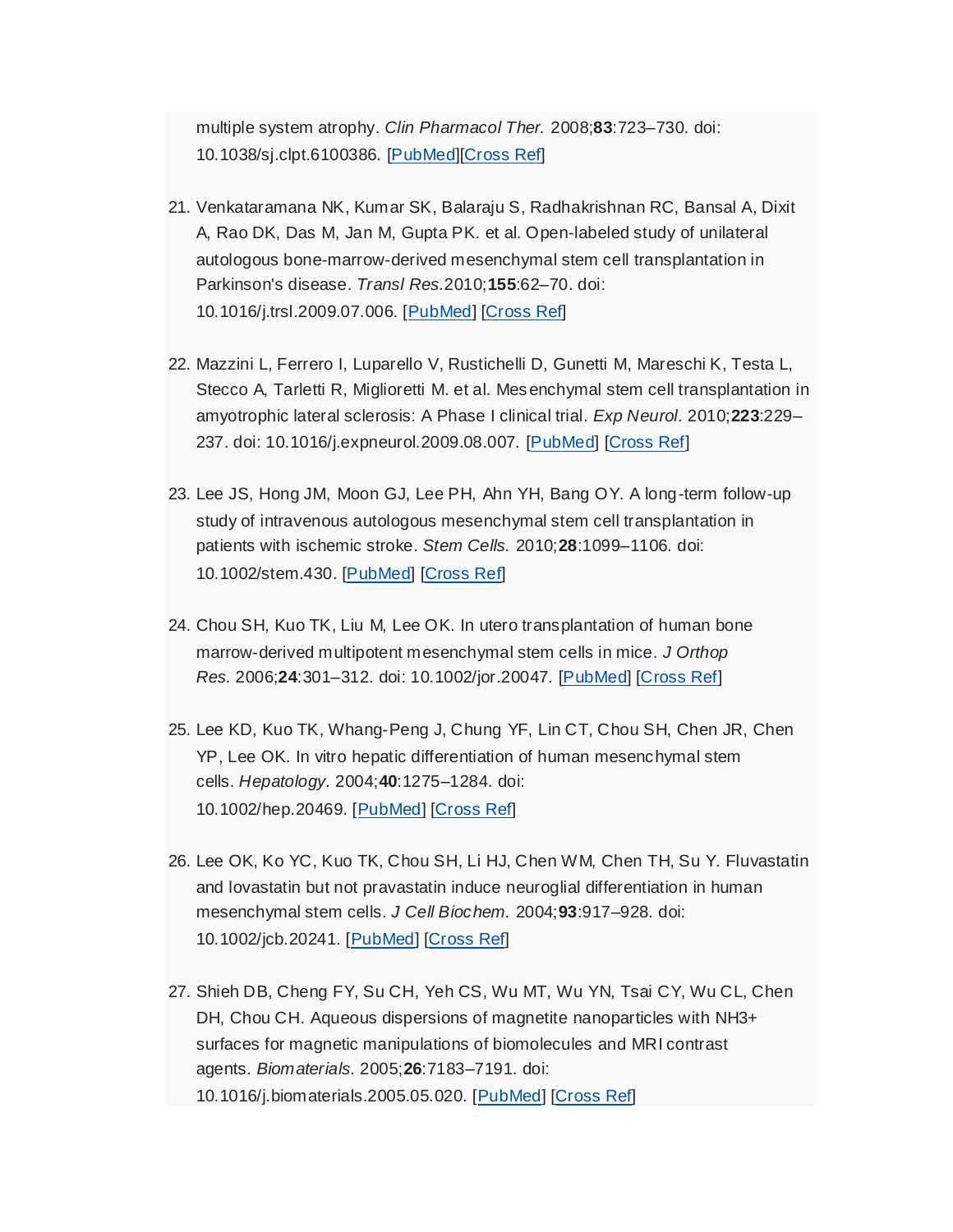multiple system atrophy. *Clin Pharmacol Ther.* 2008;**83**:723–730. doi: 10.1038/sj.clpt.6100386. [PubMed][Cross Ref]

21. Venkataramana NK, Kumar SK, Balaraju S, Radhakrishnan RC, Bansal A, Dixit A, Rao DK, Das M, Jan M, Gupta PK. et al. Open-labeled study of unilateral autologous bone-marrow-derived mesenchymal stem cell transplantation in Parkinson's disease. *Transl Res.*2010;**155**:62–70. doi: 10.1016/j.trsl.2009.07.006. [PubMed] [Cross Ref]

22. Mazzini L, Ferrero I, Luparello V, Rustichelli D, Gunetti M, Mareschi K, Testa L, Stecco A, Tarletti R, Miglioretti M. et al. Mesenchymal stem cell transplantation in amyotrophic lateral sclerosis: A Phase I clinical trial. *Exp Neurol.* 2010;**223**:229–237. doi: 10.1016/j.expneurol.2009.08.007. [PubMed] [Cross Ref]

23. Lee JS, Hong JM, Moon GJ, Lee PH, Ahn YH, Bang OY. A long-term follow-up study of intravenous autologous mesenchymal stem cell transplantation in patients with ischemic stroke. *Stem Cells.* 2010;**28**:1099–1106. doi: 10.1002/stem.430. [PubMed] [Cross Ref]

24. Chou SH, Kuo TK, Liu M, Lee OK. In utero transplantation of human bone marrow-derived multipotent mesenchymal stem cells in mice. *J Orthop Res.* 2006;**24**:301–312. doi: 10.1002/jor.20047. [PubMed] [Cross Ref]

25. Lee KD, Kuo TK, Whang-Peng J, Chung YF, Lin CT, Chou SH, Chen JR, Chen YP, Lee OK. In vitro hepatic differentiation of human mesenchymal stem cells. *Hepatology.* 2004;**40**:1275–1284. doi: 10.1002/hep.20469. [PubMed] [Cross Ref]

26. Lee OK, Ko YC, Kuo TK, Chou SH, Li HJ, Chen WM, Chen TH, Su Y. Fluvastatin and lovastatin but not pravastatin induce neuroglial differentiation in human mesenchymal stem cells. *J Cell Biochem.* 2004;**93**:917–928. doi: 10.1002/jcb.20241. [PubMed] [Cross Ref]

27. Shieh DB, Cheng FY, Su CH, Yeh CS, Wu MT, Wu YN, Tsai CY, Wu CL, Chen DH, Chou CH. Aqueous dispersions of magnetite nanoparticles with $NH_3^+$ surfaces for magnetic manipulations of biomolecules and MRI contrast agents. *Biomaterials.* 2005;**26**:7183–7191. doi: 10.1016/j.biomaterials.2005.05.020. [PubMed] [Cross Ref]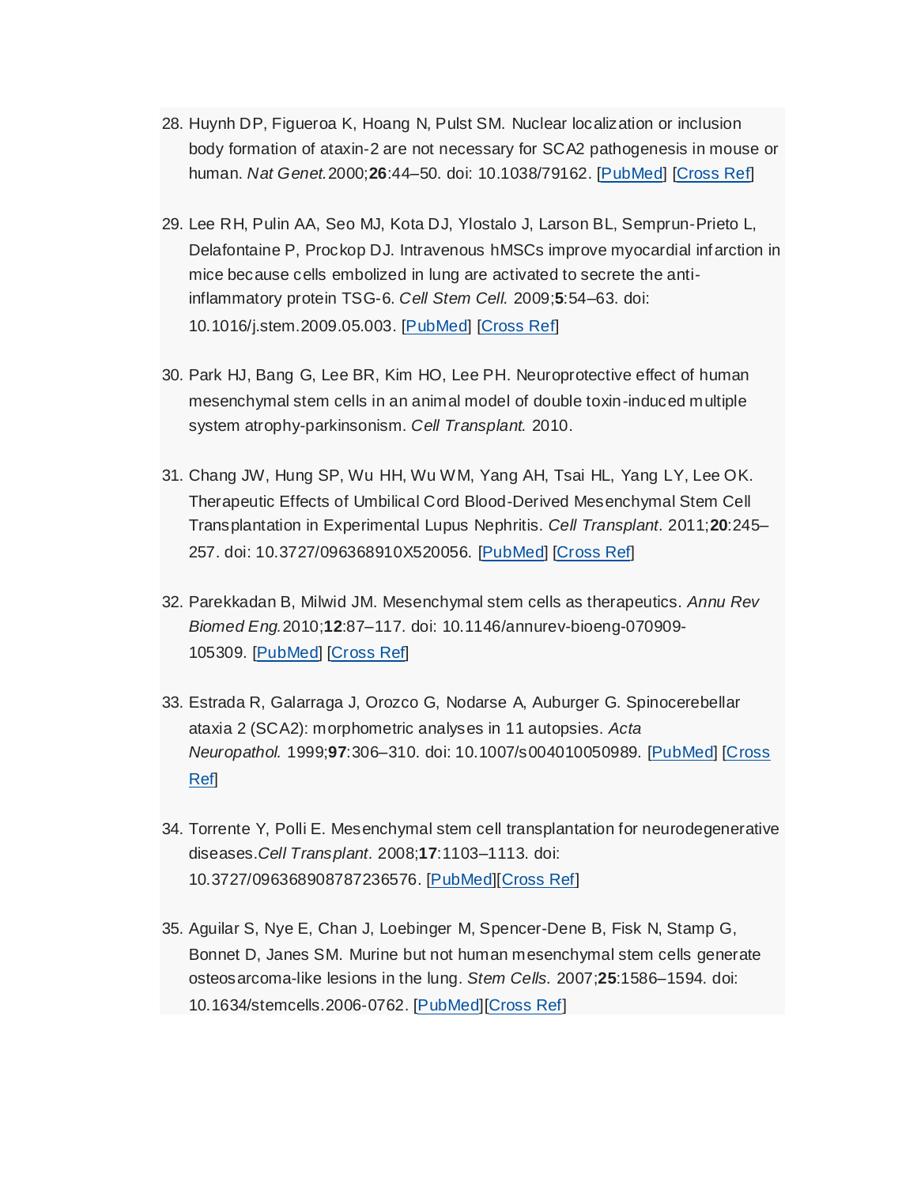28. Huynh DP, Figueroa K, Hoang N, Pulst SM. Nuclear localization or inclusion body formation of ataxin-2 are not necessary for SCA2 pathogenesis in mouse or human. *Nat Genet.* 2000;**26**:44–50. doi: 10.1038/79162. [PubMed] [Cross Ref]

29. Lee RH, Pulin AA, Seo MJ, Kota DJ, Ylostalo J, Larson BL, Semprun-Prieto L, Delafontaine P, Prockop DJ. Intravenous hMSCs improve myocardial infarction in mice because cells embolized in lung are activated to secrete the anti-inflammatory protein TSG-6. *Cell Stem Cell.* 2009;**5**:54–63. doi: 10.1016/j.stem.2009.05.003. [PubMed] [Cross Ref]

30. Park HJ, Bang G, Lee BR, Kim HO, Lee PH. Neuroprotective effect of human mesenchymal stem cells in an animal model of double toxin-induced multiple system atrophy-parkinsonism. *Cell Transplant.* 2010.

31. Chang JW, Hung SP, Wu HH, Wu WM, Yang AH, Tsai HL, Yang LY, Lee OK. Therapeutic Effects of Umbilical Cord Blood-Derived Mesenchymal Stem Cell Transplantation in Experimental Lupus Nephritis. *Cell Transplant.* 2011;**20**:245–257. doi: 10.3727/096368910X520056. [PubMed] [Cross Ref]

32. Parekkadan B, Milwid JM. Mesenchymal stem cells as therapeutics. *Annu Rev Biomed Eng.* 2010;**12**:87–117. doi: 10.1146/annurev-bioeng-070909-105309. [PubMed] [Cross Ref]

33. Estrada R, Galarraga J, Orozco G, Nodarse A, Auburger G. Spinocerebellar ataxia 2 (SCA2): morphometric analyses in 11 autopsies. *Acta Neuropathol.* 1999;**97**:306–310. doi: 10.1007/s004010050989. [PubMed] [Cross Ref]

34. Torrente Y, Polli E. Mesenchymal stem cell transplantation for neurodegenerative diseases. *Cell Transplant.* 2008;**17**:1103–1113. doi: 10.3727/096368908787236576. [PubMed][Cross Ref]

35. Aguilar S, Nye E, Chan J, Loebinger M, Spencer-Dene B, Fisk N, Stamp G, Bonnet D, Janes SM. Murine but not human mesenchymal stem cells generate osteosarcoma-like lesions in the lung. *Stem Cells.* 2007;**25**:1586–1594. doi: 10.1634/stemcells.2006-0762. [PubMed][Cross Ref]